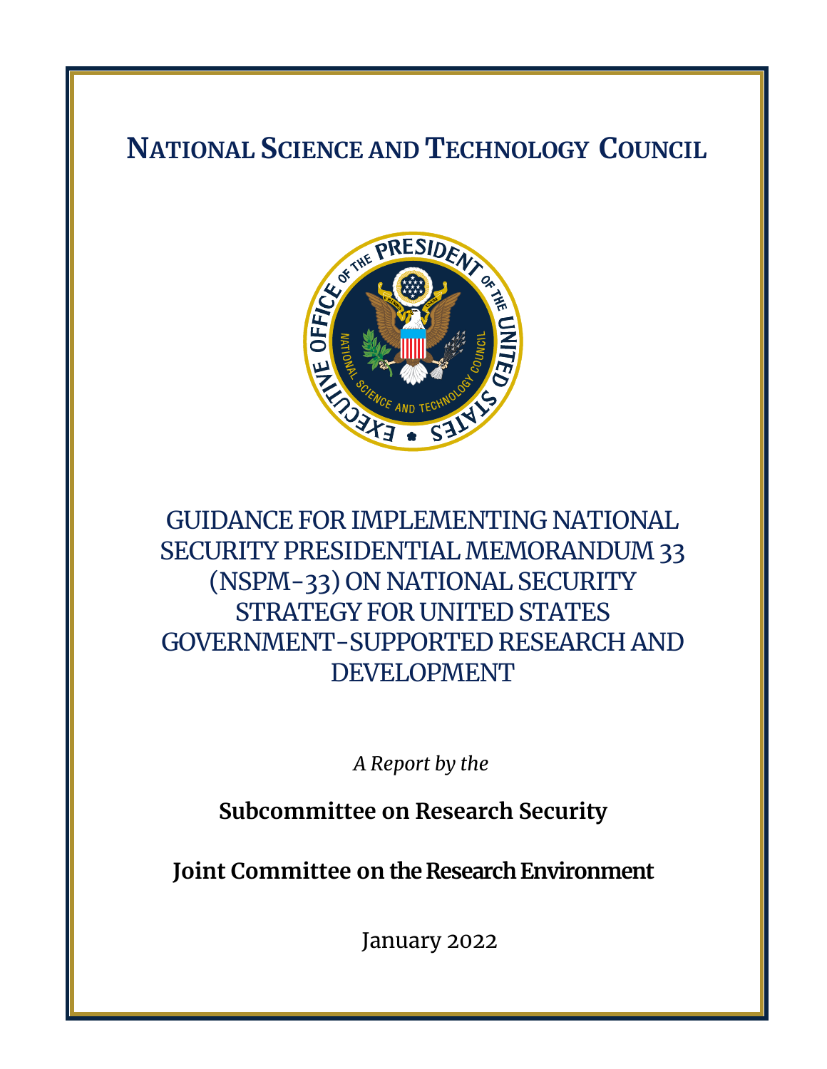# NATIONAL SCIENCE AND TECHNOLOGY COUNCIL

# GUIDANCE FOR IMPLEMENTING NATIONAL SECURITY PRESIDENTIAL MEMORANDUM 33 (NSPM-33) ON NATIONAL SECURITY STRATEGY FOR UNITED STATES GOVERNMENT-SUPPORTED RESEARCH AND DEVELOPMENT

*A Report by the*

**Subcommittee on Research Security**

**Joint Committee on the Research Environment**

January 2022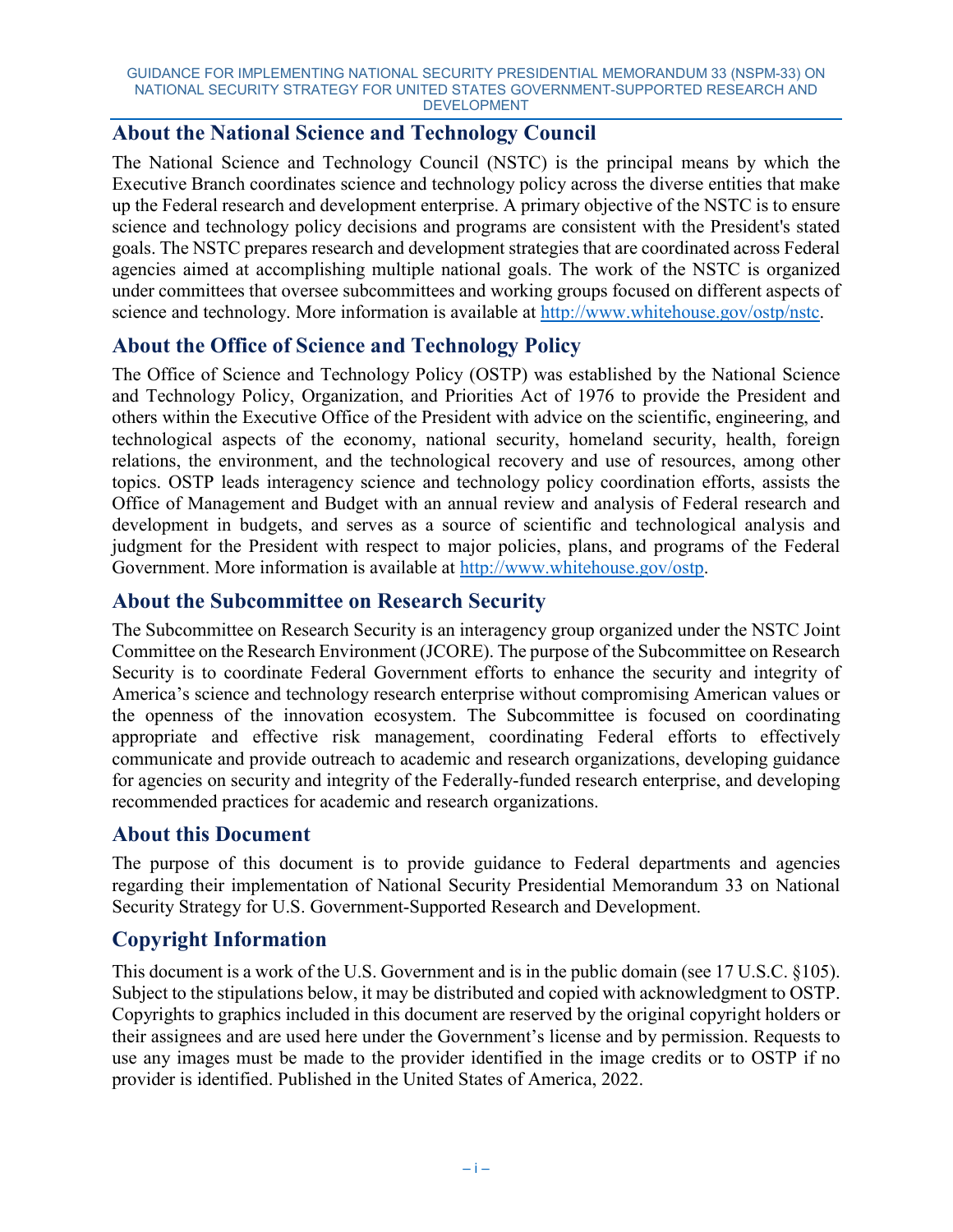## About the National Science and Technology Council

The National Science and Technology Council (NSTC) is the principal means by which the Executive Branch coordinates science and technology policy across the diverse entities that make up the Federal research and development enterprise. A primary objective of the NSTC is to ensure science and technology policy decisions and programs are consistent with the President's stated goals. The NSTC prepares research and development strategies that are coordinated across Federal agencies aimed at accomplishing multiple national goals. The work of the NSTC is organized under committees that oversee subcommittees and working groups focused on different aspects of science and technology. More information is available at http://www.whitehouse.gov/ostp/nstc.

## About the Office of Science and Technology Policy

The Office of Science and Technology Policy (OSTP) was established by the National Science and Technology Policy, Organization, and Priorities Act of 1976 to provide the President and others within the Executive Office of the President with advice on the scientific, engineering, and technological aspects of the economy, national security, homeland security, health, foreign relations, the environment, and the technological recovery and use of resources, among other topics. OSTP leads interagency science and technology policy coordination efforts, assists the Office of Management and Budget with an annual review and analysis of Federal research and development in budgets, and serves as a source of scientific and technological analysis and judgment for the President with respect to major policies, plans, and programs of the Federal Government. More information is available at http://www.whitehouse.gov/ostp.

## About the Subcommittee on Research Security

The Subcommittee on Research Security is an interagency group organized under the NSTC Joint Committee on the Research Environment (JCORE). The purpose of the Subcommittee on Research Security is to coordinate Federal Government efforts to enhance the security and integrity of America's science and technology research enterprise without compromising American values or the openness of the innovation ecosystem. The Subcommittee is focused on coordinating appropriate and effective risk management, coordinating Federal efforts to effectively communicate and provide outreach to academic and research organizations, developing guidance for agencies on security and integrity of the Federally-funded research enterprise, and developing recommended practices for academic and research organizations.

## About this Document

The purpose of this document is to provide guidance to Federal departments and agencies regarding their implementation of National Security Presidential Memorandum 33 on National Security Strategy for U.S. Government-Supported Research and Development.

## Copyright Information

This document is a work of the U.S. Government and is in the public domain (see 17 U.S.C. §105). Subject to the stipulations below, it may be distributed and copied with acknowledgment to OSTP. Copyrights to graphics included in this document are reserved by the original copyright holders or their assignees and are used here under the Government's license and by permission. Requests to use any images must be made to the provider identified in the image credits or to OSTP if no provider is identified. Published in the United States of America, 2022.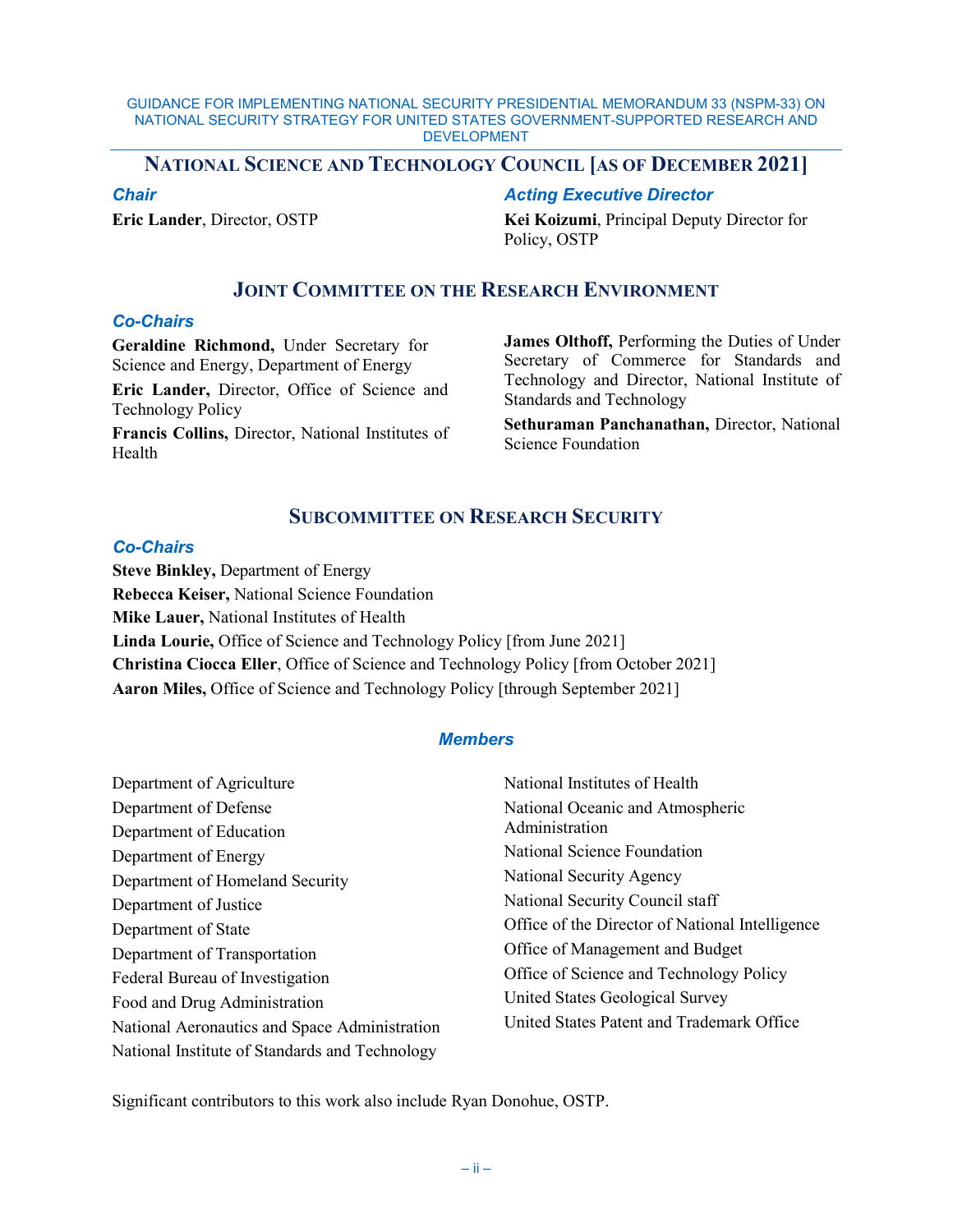## National Science and Technology Council [as of December 2021]

***Chair***

**Eric Lander**, Director, OSTP

***Acting Executive Director***

**Kei Koizumi**, Principal Deputy Director for Policy, OSTP

## Joint Committee on the Research Environment

***Co-Chairs***

**Geraldine Richmond,** Under Secretary for Science and Energy, Department of Energy

**Eric Lander,** Director, Office of Science and Technology Policy

**Francis Collins,** Director, National Institutes of Health

**James Olthoff,** Performing the Duties of Under Secretary of Commerce for Standards and Technology and Director, National Institute of Standards and Technology

**Sethuraman Panchanathan,** Director, National Science Foundation

## Subcommittee on Research Security

***Co-Chairs***

**Steve Binkley,** Department of Energy
**Rebecca Keiser,** National Science Foundation
**Mike Lauer,** National Institutes of Health
**Linda Lourie,** Office of Science and Technology Policy [from June 2021]
**Christina Ciocca Eller**, Office of Science and Technology Policy [from October 2021]
**Aaron Miles,** Office of Science and Technology Policy [through September 2021]

***Members***

Department of Agriculture
Department of Defense
Department of Education
Department of Energy
Department of Homeland Security
Department of Justice
Department of State
Department of Transportation
Federal Bureau of Investigation
Food and Drug Administration
National Aeronautics and Space Administration
National Institute of Standards and Technology
National Institutes of Health
National Oceanic and Atmospheric Administration
National Science Foundation
National Security Agency
National Security Council staff
Office of the Director of National Intelligence
Office of Management and Budget
Office of Science and Technology Policy
United States Geological Survey
United States Patent and Trademark Office

Significant contributors to this work also include Ryan Donohue, OSTP.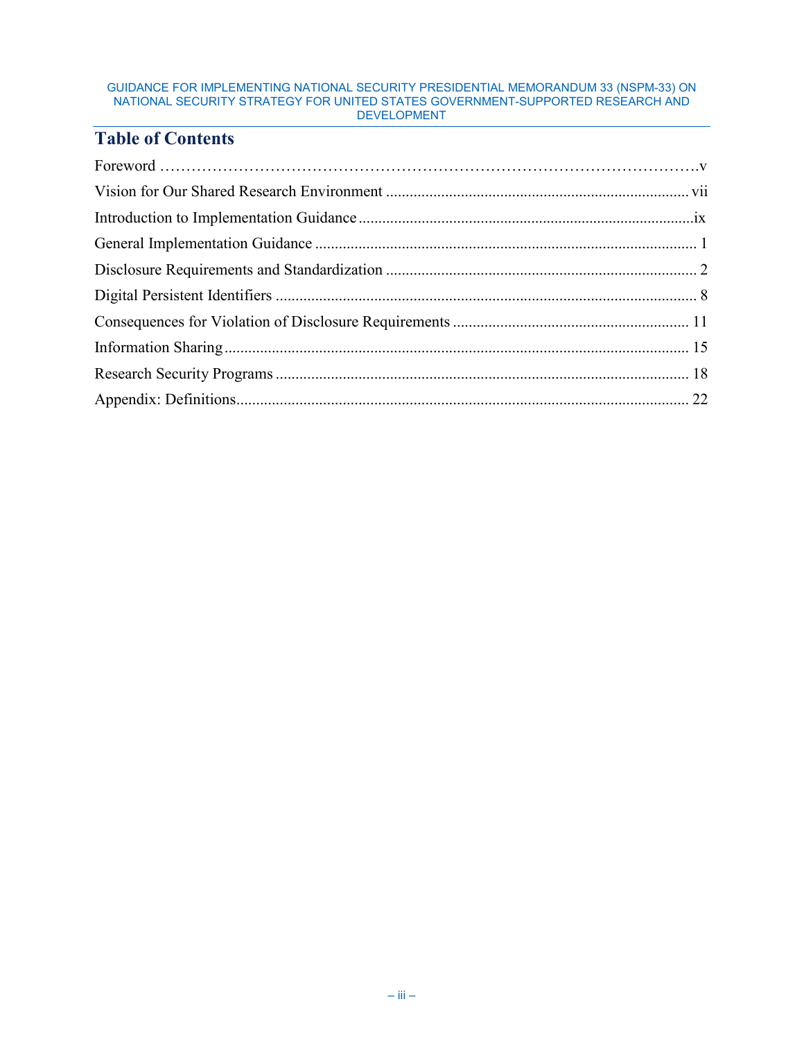## Table of Contents

Foreword ……………………………………………………………………………………….v

Vision for Our Shared Research Environment ............................................................................ vii

Introduction to Implementation Guidance ....................................................................................ix

General Implementation Guidance ................................................................................................ 1

Disclosure Requirements and Standardization .............................................................................. 2

Digital Persistent Identifiers .......................................................................................................... 8

Consequences for Violation of Disclosure Requirements ........................................................... 11

Information Sharing..................................................................................................................... 15

Research Security Programs ........................................................................................................ 18

Appendix: Definitions.................................................................................................................. 22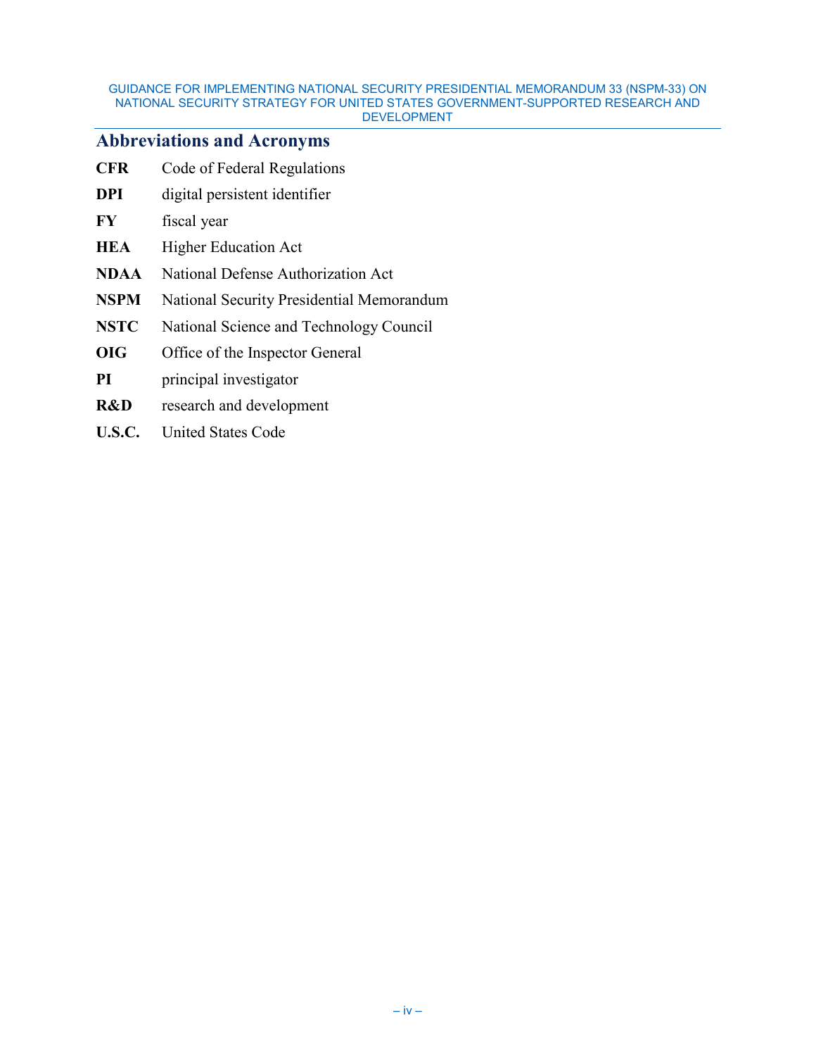## Abbreviations and Acronyms

**CFR** Code of Federal Regulations

**DPI** digital persistent identifier

**FY** fiscal year

**HEA** Higher Education Act

**NDAA** National Defense Authorization Act

**NSPM** National Security Presidential Memorandum

**NSTC** National Science and Technology Council

**OIG** Office of the Inspector General

**PI** principal investigator

**R&D** research and development

**U.S.C.** United States Code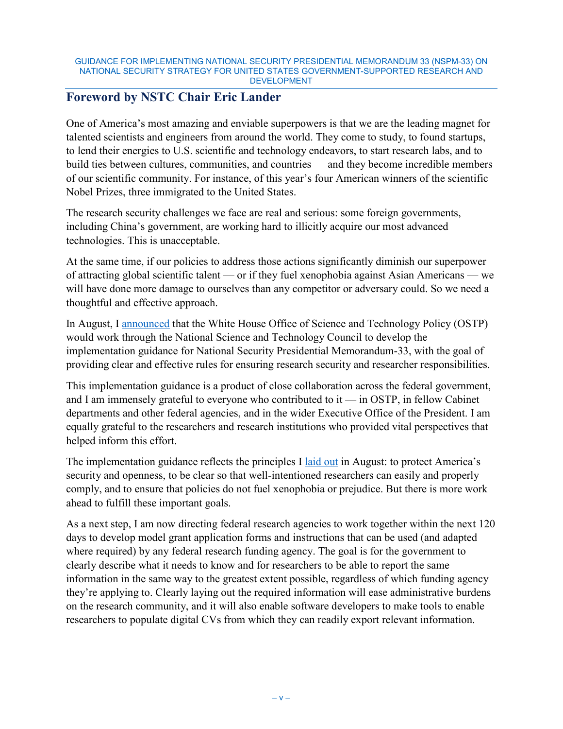## Foreword by NSTC Chair Eric Lander

One of America's most amazing and enviable superpowers is that we are the leading magnet for talented scientists and engineers from around the world. They come to study, to found startups, to lend their energies to U.S. scientific and technology endeavors, to start research labs, and to build ties between cultures, communities, and countries — and they become incredible members of our scientific community. For instance, of this year's four American winners of the scientific Nobel Prizes, three immigrated to the United States.

The research security challenges we face are real and serious: some foreign governments, including China's government, are working hard to illicitly acquire our most advanced technologies. This is unacceptable.

At the same time, if our policies to address those actions significantly diminish our superpower of attracting global scientific talent — or if they fuel xenophobia against Asian Americans — we will have done more damage to ourselves than any competitor or adversary could. So we need a thoughtful and effective approach.

In August, I announced that the White House Office of Science and Technology Policy (OSTP) would work through the National Science and Technology Council to develop the implementation guidance for National Security Presidential Memorandum-33, with the goal of providing clear and effective rules for ensuring research security and researcher responsibilities.

This implementation guidance is a product of close collaboration across the federal government, and I am immensely grateful to everyone who contributed to it — in OSTP, in fellow Cabinet departments and other federal agencies, and in the wider Executive Office of the President. I am equally grateful to the researchers and research institutions who provided vital perspectives that helped inform this effort.

The implementation guidance reflects the principles I laid out in August: to protect America's security and openness, to be clear so that well-intentioned researchers can easily and properly comply, and to ensure that policies do not fuel xenophobia or prejudice. But there is more work ahead to fulfill these important goals.

As a next step, I am now directing federal research agencies to work together within the next 120 days to develop model grant application forms and instructions that can be used (and adapted where required) by any federal research funding agency. The goal is for the government to clearly describe what it needs to know and for researchers to be able to report the same information in the same way to the greatest extent possible, regardless of which funding agency they're applying to. Clearly laying out the required information will ease administrative burdens on the research community, and it will also enable software developers to make tools to enable researchers to populate digital CVs from which they can readily export relevant information.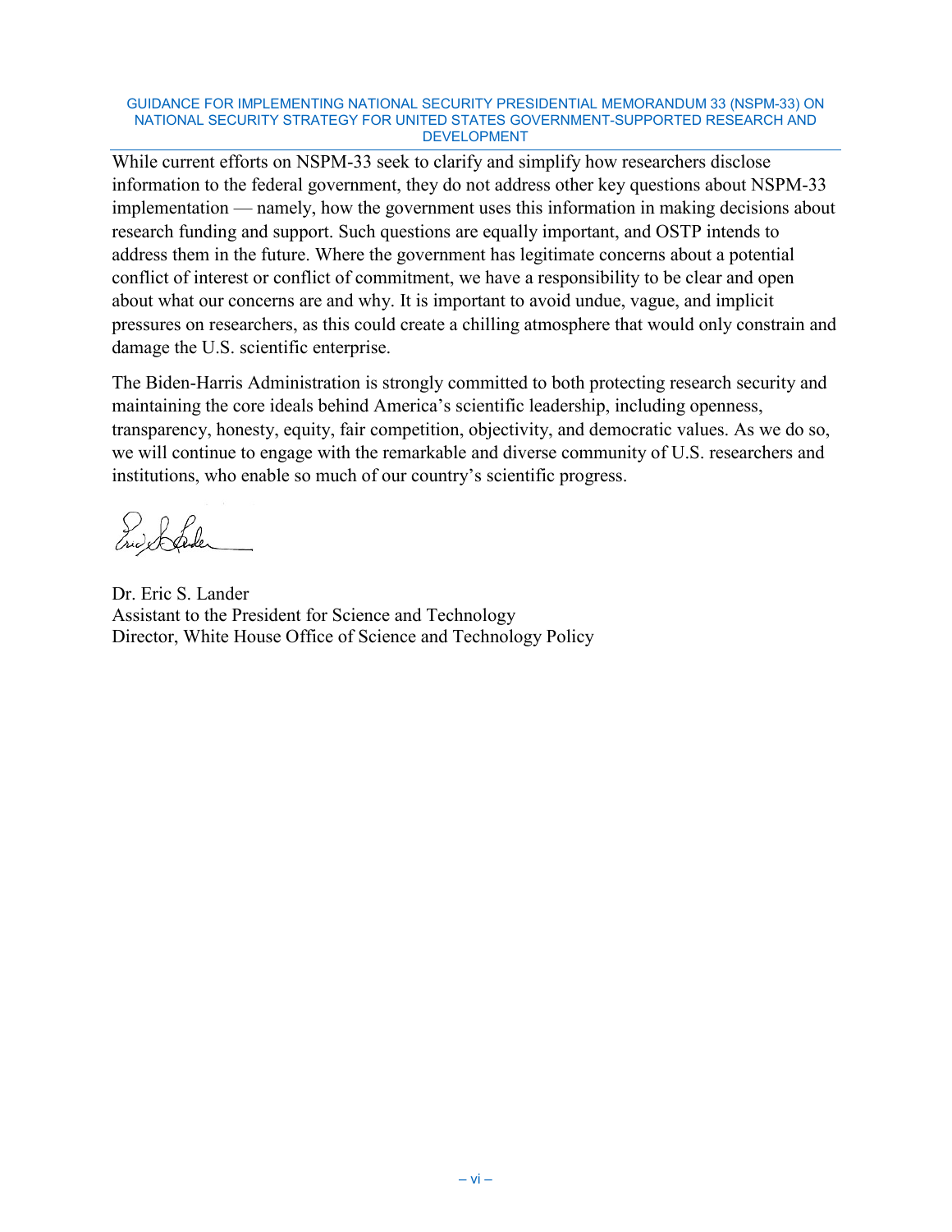While current efforts on NSPM-33 seek to clarify and simplify how researchers disclose information to the federal government, they do not address other key questions about NSPM-33 implementation — namely, how the government uses this information in making decisions about research funding and support. Such questions are equally important, and OSTP intends to address them in the future. Where the government has legitimate concerns about a potential conflict of interest or conflict of commitment, we have a responsibility to be clear and open about what our concerns are and why. It is important to avoid undue, vague, and implicit pressures on researchers, as this could create a chilling atmosphere that would only constrain and damage the U.S. scientific enterprise.

The Biden-Harris Administration is strongly committed to both protecting research security and maintaining the core ideals behind America's scientific leadership, including openness, transparency, honesty, equity, fair competition, objectivity, and democratic values. As we do so, we will continue to engage with the remarkable and diverse community of U.S. researchers and institutions, who enable so much of our country's scientific progress.

Dr. Eric S. Lander
Assistant to the President for Science and Technology
Director, White House Office of Science and Technology Policy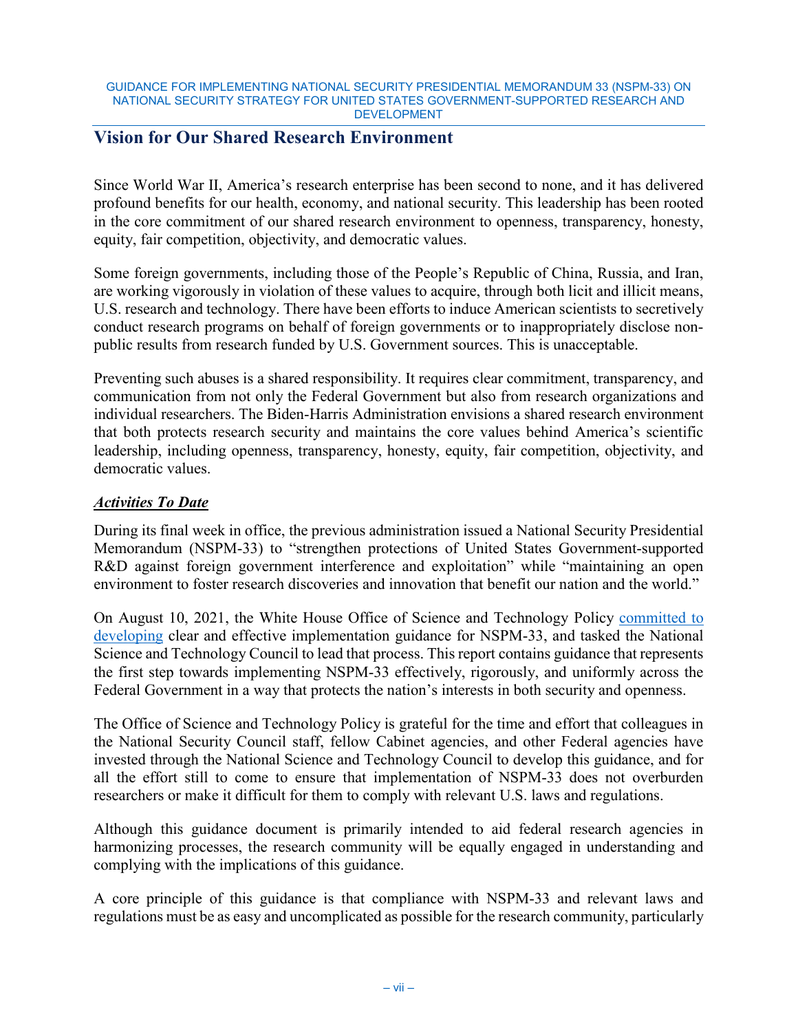## Vision for Our Shared Research Environment

Since World War II, America's research enterprise has been second to none, and it has delivered profound benefits for our health, economy, and national security. This leadership has been rooted in the core commitment of our shared research environment to openness, transparency, honesty, equity, fair competition, objectivity, and democratic values.

Some foreign governments, including those of the People's Republic of China, Russia, and Iran, are working vigorously in violation of these values to acquire, through both licit and illicit means, U.S. research and technology. There have been efforts to induce American scientists to secretively conduct research programs on behalf of foreign governments or to inappropriately disclose non-public results from research funded by U.S. Government sources. This is unacceptable.

Preventing such abuses is a shared responsibility. It requires clear commitment, transparency, and communication from not only the Federal Government but also from research organizations and individual researchers. The Biden-Harris Administration envisions a shared research environment that both protects research security and maintains the core values behind America's scientific leadership, including openness, transparency, honesty, equity, fair competition, objectivity, and democratic values.

### ***Activities To Date***

During its final week in office, the previous administration issued a National Security Presidential Memorandum (NSPM-33) to "strengthen protections of United States Government-supported R&D against foreign government interference and exploitation" while "maintaining an open environment to foster research discoveries and innovation that benefit our nation and the world."

On August 10, 2021, the White House Office of Science and Technology Policy committed to developing clear and effective implementation guidance for NSPM-33, and tasked the National Science and Technology Council to lead that process. This report contains guidance that represents the first step towards implementing NSPM-33 effectively, rigorously, and uniformly across the Federal Government in a way that protects the nation's interests in both security and openness.

The Office of Science and Technology Policy is grateful for the time and effort that colleagues in the National Security Council staff, fellow Cabinet agencies, and other Federal agencies have invested through the National Science and Technology Council to develop this guidance, and for all the effort still to come to ensure that implementation of NSPM-33 does not overburden researchers or make it difficult for them to comply with relevant U.S. laws and regulations.

Although this guidance document is primarily intended to aid federal research agencies in harmonizing processes, the research community will be equally engaged in understanding and complying with the implications of this guidance.

A core principle of this guidance is that compliance with NSPM-33 and relevant laws and regulations must be as easy and uncomplicated as possible for the research community, particularly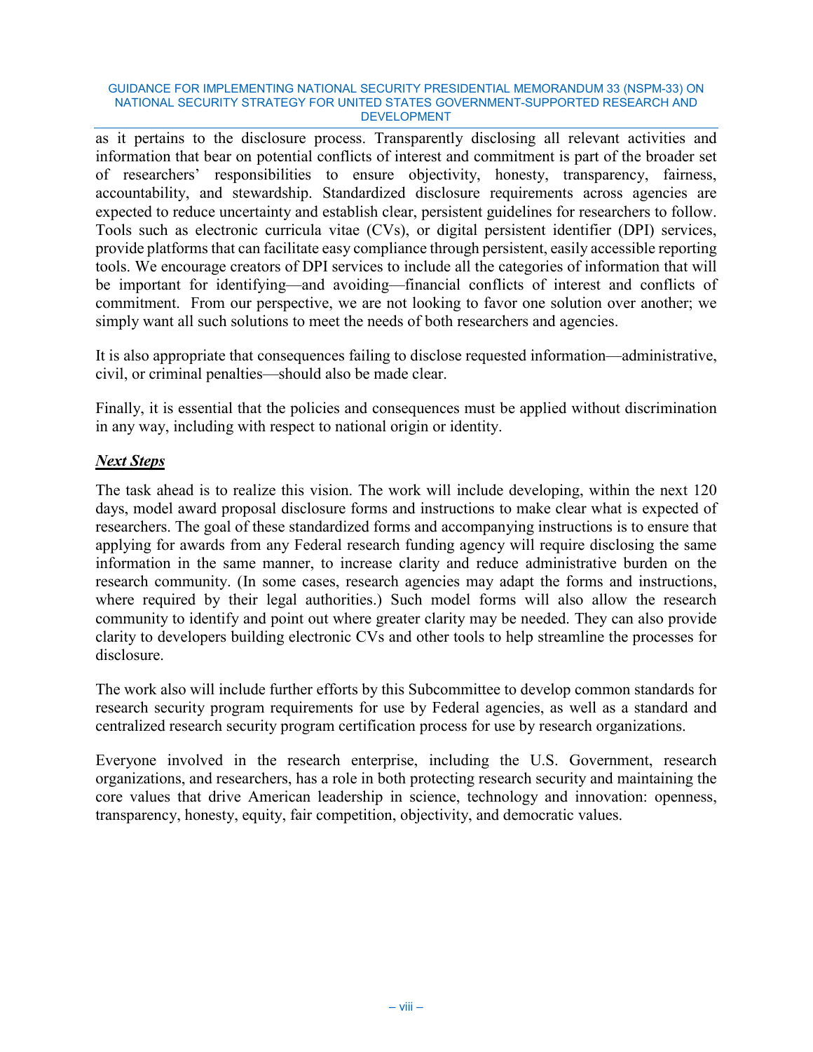as it pertains to the disclosure process. Transparently disclosing all relevant activities and information that bear on potential conflicts of interest and commitment is part of the broader set of researchers' responsibilities to ensure objectivity, honesty, transparency, fairness, accountability, and stewardship. Standardized disclosure requirements across agencies are expected to reduce uncertainty and establish clear, persistent guidelines for researchers to follow. Tools such as electronic curricula vitae (CVs), or digital persistent identifier (DPI) services, provide platforms that can facilitate easy compliance through persistent, easily accessible reporting tools. We encourage creators of DPI services to include all the categories of information that will be important for identifying—and avoiding—financial conflicts of interest and conflicts of commitment. From our perspective, we are not looking to favor one solution over another; we simply want all such solutions to meet the needs of both researchers and agencies.

It is also appropriate that consequences failing to disclose requested information—administrative, civil, or criminal penalties—should also be made clear.

Finally, it is essential that the policies and consequences must be applied without discrimination in any way, including with respect to national origin or identity.

## ***Next Steps***

The task ahead is to realize this vision. The work will include developing, within the next 120 days, model award proposal disclosure forms and instructions to make clear what is expected of researchers. The goal of these standardized forms and accompanying instructions is to ensure that applying for awards from any Federal research funding agency will require disclosing the same information in the same manner, to increase clarity and reduce administrative burden on the research community. (In some cases, research agencies may adapt the forms and instructions, where required by their legal authorities.) Such model forms will also allow the research community to identify and point out where greater clarity may be needed. They can also provide clarity to developers building electronic CVs and other tools to help streamline the processes for disclosure.

The work also will include further efforts by this Subcommittee to develop common standards for research security program requirements for use by Federal agencies, as well as a standard and centralized research security program certification process for use by research organizations.

Everyone involved in the research enterprise, including the U.S. Government, research organizations, and researchers, has a role in both protecting research security and maintaining the core values that drive American leadership in science, technology and innovation: openness, transparency, honesty, equity, fair competition, objectivity, and democratic values.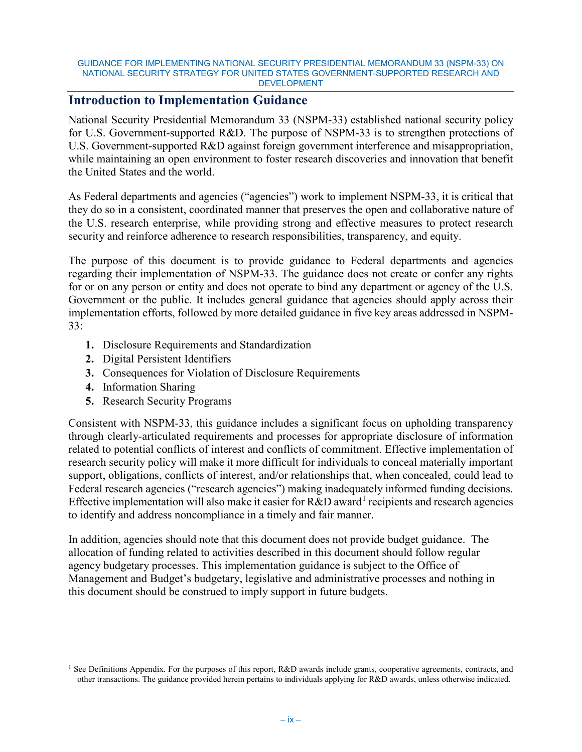## Introduction to Implementation Guidance

National Security Presidential Memorandum 33 (NSPM-33) established national security policy for U.S. Government-supported R&D. The purpose of NSPM-33 is to strengthen protections of U.S. Government-supported R&D against foreign government interference and misappropriation, while maintaining an open environment to foster research discoveries and innovation that benefit the United States and the world.

As Federal departments and agencies ("agencies") work to implement NSPM-33, it is critical that they do so in a consistent, coordinated manner that preserves the open and collaborative nature of the U.S. research enterprise, while providing strong and effective measures to protect research security and reinforce adherence to research responsibilities, transparency, and equity.

The purpose of this document is to provide guidance to Federal departments and agencies regarding their implementation of NSPM-33. The guidance does not create or confer any rights for or on any person or entity and does not operate to bind any department or agency of the U.S. Government or the public. It includes general guidance that agencies should apply across their implementation efforts, followed by more detailed guidance in five key areas addressed in NSPM-33:

1. Disclosure Requirements and Standardization
2. Digital Persistent Identifiers
3. Consequences for Violation of Disclosure Requirements
4. Information Sharing
5. Research Security Programs

Consistent with NSPM-33, this guidance includes a significant focus on upholding transparency through clearly-articulated requirements and processes for appropriate disclosure of information related to potential conflicts of interest and conflicts of commitment. Effective implementation of research security policy will make it more difficult for individuals to conceal materially important support, obligations, conflicts of interest, and/or relationships that, when concealed, could lead to Federal research agencies ("research agencies") making inadequately informed funding decisions. Effective implementation will also make it easier for R&D award[1] recipients and research agencies to identify and address noncompliance in a timely and fair manner.

In addition, agencies should note that this document does not provide budget guidance. The allocation of funding related to activities described in this document should follow regular agency budgetary processes. This implementation guidance is subject to the Office of Management and Budget's budgetary, legislative and administrative processes and nothing in this document should be construed to imply support in future budgets.

[1] See Definitions Appendix. For the purposes of this report, R&D awards include grants, cooperative agreements, contracts, and other transactions. The guidance provided herein pertains to individuals applying for R&D awards, unless otherwise indicated.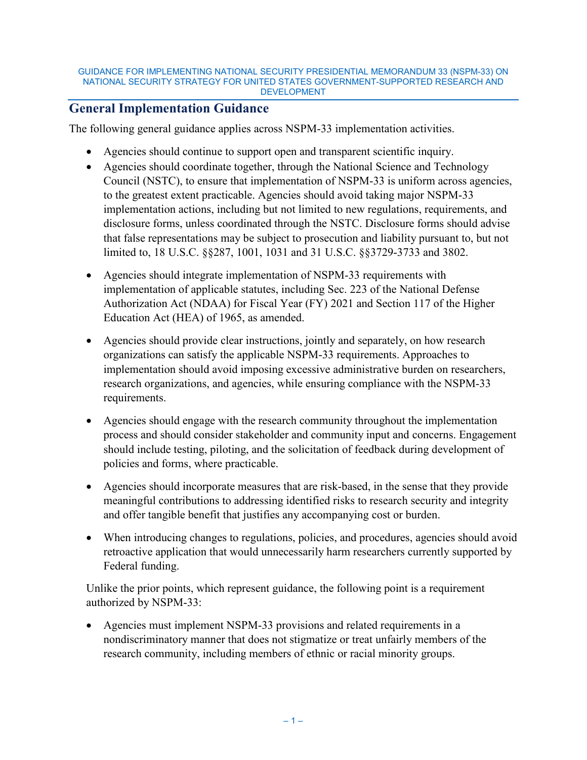## General Implementation Guidance

The following general guidance applies across NSPM-33 implementation activities.

- Agencies should continue to support open and transparent scientific inquiry.
- Agencies should coordinate together, through the National Science and Technology Council (NSTC), to ensure that implementation of NSPM-33 is uniform across agencies, to the greatest extent practicable. Agencies should avoid taking major NSPM-33 implementation actions, including but not limited to new regulations, requirements, and disclosure forms, unless coordinated through the NSTC. Disclosure forms should advise that false representations may be subject to prosecution and liability pursuant to, but not limited to, 18 U.S.C. §§287, 1001, 1031 and 31 U.S.C. §§3729-3733 and 3802.
- Agencies should integrate implementation of NSPM-33 requirements with implementation of applicable statutes, including Sec. 223 of the National Defense Authorization Act (NDAA) for Fiscal Year (FY) 2021 and Section 117 of the Higher Education Act (HEA) of 1965, as amended.
- Agencies should provide clear instructions, jointly and separately, on how research organizations can satisfy the applicable NSPM-33 requirements. Approaches to implementation should avoid imposing excessive administrative burden on researchers, research organizations, and agencies, while ensuring compliance with the NSPM-33 requirements.
- Agencies should engage with the research community throughout the implementation process and should consider stakeholder and community input and concerns. Engagement should include testing, piloting, and the solicitation of feedback during development of policies and forms, where practicable.
- Agencies should incorporate measures that are risk-based, in the sense that they provide meaningful contributions to addressing identified risks to research security and integrity and offer tangible benefit that justifies any accompanying cost or burden.
- When introducing changes to regulations, policies, and procedures, agencies should avoid retroactive application that would unnecessarily harm researchers currently supported by Federal funding.

Unlike the prior points, which represent guidance, the following point is a requirement authorized by NSPM-33:

- Agencies must implement NSPM-33 provisions and related requirements in a nondiscriminatory manner that does not stigmatize or treat unfairly members of the research community, including members of ethnic or racial minority groups.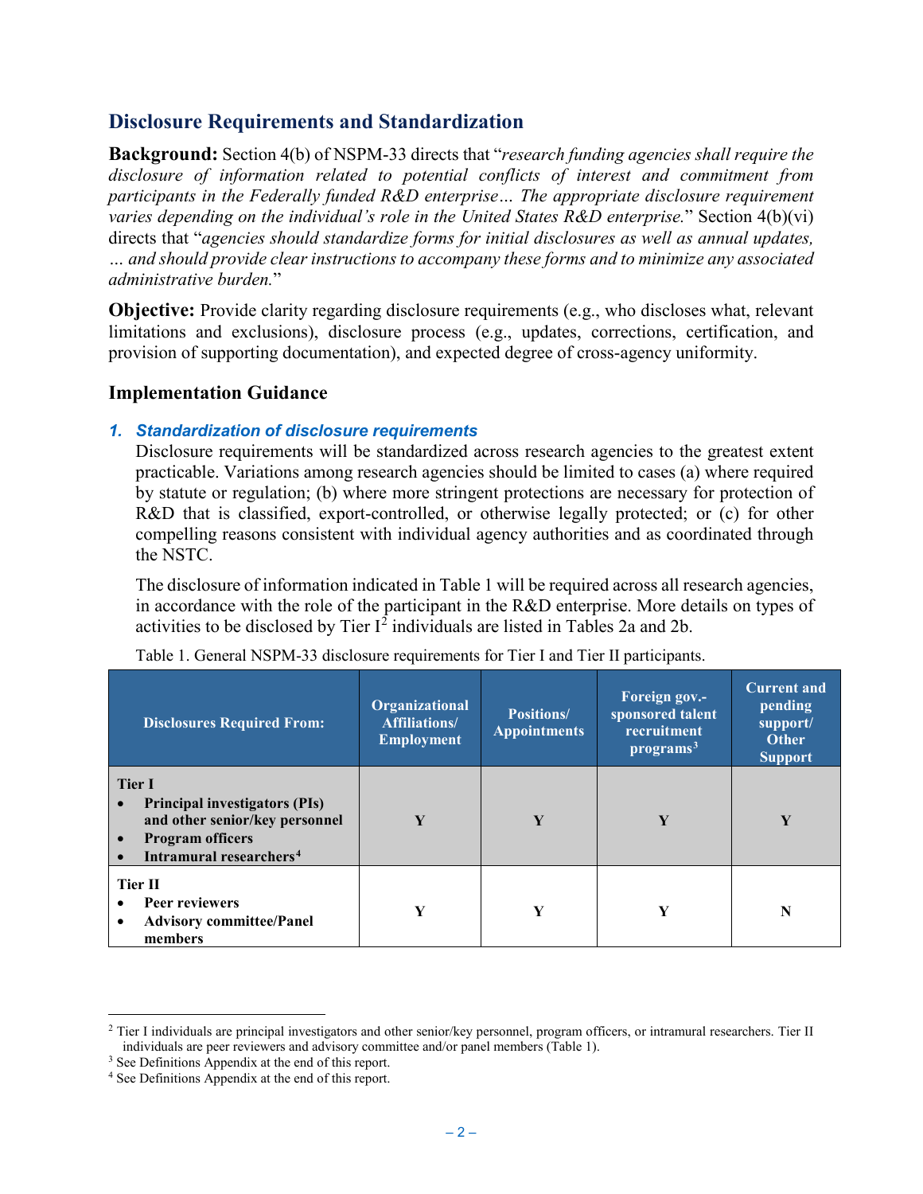## Disclosure Requirements and Standardization

**Background:** Section 4(b) of NSPM-33 directs that "*research funding agencies shall require the disclosure of information related to potential conflicts of interest and commitment from participants in the Federally funded R&D enterprise… The appropriate disclosure requirement varies depending on the individual's role in the United States R&D enterprise.*" Section 4(b)(vi) directs that "*agencies should standardize forms for initial disclosures as well as annual updates, … and should provide clear instructions to accompany these forms and to minimize any associated administrative burden.*"

**Objective:** Provide clarity regarding disclosure requirements (e.g., who discloses what, relevant limitations and exclusions), disclosure process (e.g., updates, corrections, certification, and provision of supporting documentation), and expected degree of cross-agency uniformity.

### Implementation Guidance

#### *1. Standardization of disclosure requirements*

Disclosure requirements will be standardized across research agencies to the greatest extent practicable. Variations among research agencies should be limited to cases (a) where required by statute or regulation; (b) where more stringent protections are necessary for protection of R&D that is classified, export-controlled, or otherwise legally protected; or (c) for other compelling reasons consistent with individual agency authorities and as coordinated through the NSTC.

The disclosure of information indicated in Table 1 will be required across all research agencies, in accordance with the role of the participant in the R&D enterprise. More details on types of activities to be disclosed by Tier I[2] individuals are listed in Tables 2a and 2b.

Table 1. General NSPM-33 disclosure requirements for Tier I and Tier II participants.

| Disclosures Required From: | Organizational Affiliations/ Employment | Positions/ Appointments | Foreign gov.-sponsored talent recruitment programs[3] | Current and pending support/ Other Support |
|---|---|---|---|---|
| **Tier I**<br>• **Principal investigators (PIs) and other senior/key personnel**<br>• **Program officers**<br>• **Intramural researchers**[4] | **Y** | **Y** | **Y** | **Y** |
| **Tier II**<br>• **Peer reviewers**<br>• **Advisory committee/Panel members** | **Y** | **Y** | **Y** | **N** |

[2] Tier I individuals are principal investigators and other senior/key personnel, program officers, or intramural researchers. Tier II individuals are peer reviewers and advisory committee and/or panel members (Table 1).

[3] See Definitions Appendix at the end of this report.

[4] See Definitions Appendix at the end of this report.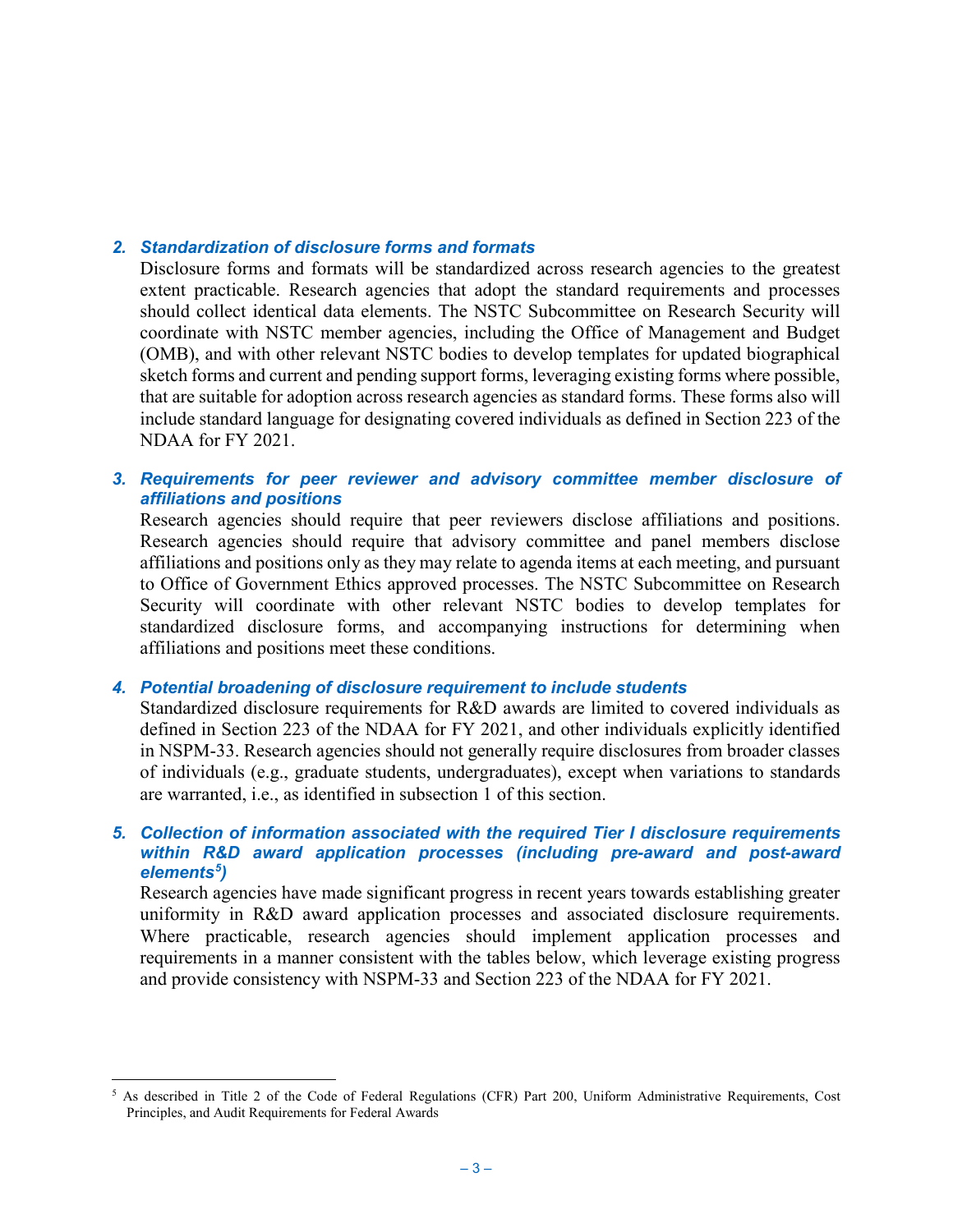### 2. *Standardization of disclosure forms and formats*

Disclosure forms and formats will be standardized across research agencies to the greatest extent practicable. Research agencies that adopt the standard requirements and processes should collect identical data elements. The NSTC Subcommittee on Research Security will coordinate with NSTC member agencies, including the Office of Management and Budget (OMB), and with other relevant NSTC bodies to develop templates for updated biographical sketch forms and current and pending support forms, leveraging existing forms where possible, that are suitable for adoption across research agencies as standard forms. These forms also will include standard language for designating covered individuals as defined in Section 223 of the NDAA for FY 2021.

### 3. *Requirements for peer reviewer and advisory committee member disclosure of affiliations and positions*

Research agencies should require that peer reviewers disclose affiliations and positions. Research agencies should require that advisory committee and panel members disclose affiliations and positions only as they may relate to agenda items at each meeting, and pursuant to Office of Government Ethics approved processes. The NSTC Subcommittee on Research Security will coordinate with other relevant NSTC bodies to develop templates for standardized disclosure forms, and accompanying instructions for determining when affiliations and positions meet these conditions.

### 4. *Potential broadening of disclosure requirement to include students*

Standardized disclosure requirements for R&D awards are limited to covered individuals as defined in Section 223 of the NDAA for FY 2021, and other individuals explicitly identified in NSPM-33. Research agencies should not generally require disclosures from broader classes of individuals (e.g., graduate students, undergraduates), except when variations to standards are warranted, i.e., as identified in subsection 1 of this section.

### 5. *Collection of information associated with the required Tier I disclosure requirements within R&D award application processes (including pre-award and post-award elements[5])*

Research agencies have made significant progress in recent years towards establishing greater uniformity in R&D award application processes and associated disclosure requirements. Where practicable, research agencies should implement application processes and requirements in a manner consistent with the tables below, which leverage existing progress and provide consistency with NSPM-33 and Section 223 of the NDAA for FY 2021.

[5] As described in Title 2 of the Code of Federal Regulations (CFR) Part 200, Uniform Administrative Requirements, Cost Principles, and Audit Requirements for Federal Awards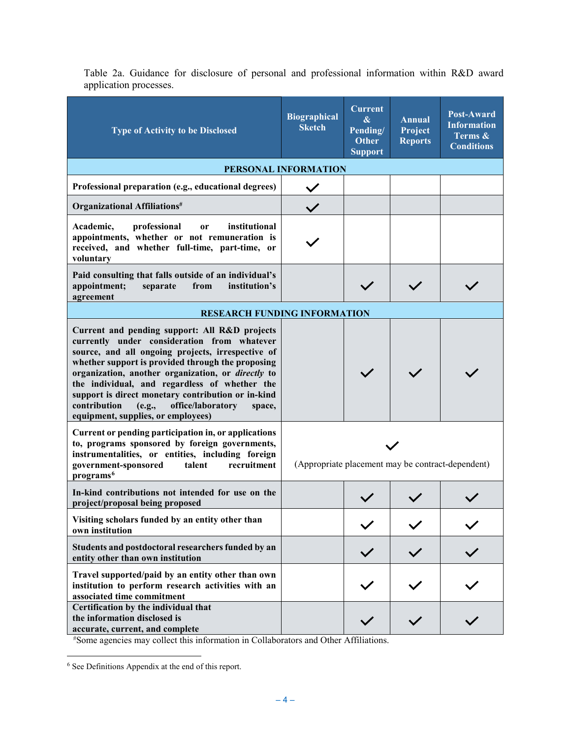Table 2a. Guidance for disclosure of personal and professional information within R&D award application processes.

| Type of Activity to be Disclosed | Biographical Sketch | Current & Pending/ Other Support | Annual Project Reports | Post-Award Information Terms & Conditions |
|---|---|---|---|---|
| **PERSONAL INFORMATION** | | | | |
| **Professional preparation (e.g., educational degrees)** | ✓ | | | |
| **Organizational Affiliations**[#] | ✓ | | | |
| **Academic, professional or institutional appointments, whether or not remuneration is received, and whether full-time, part-time, or voluntary** | ✓ | | | |
| **Paid consulting that falls outside of an individual's appointment; separate from institution's agreement** | | ✓ | ✓ | ✓ |
| **RESEARCH FUNDING INFORMATION** | | | | |
| **Current and pending support: All R&D projects currently under consideration from whatever source, and all ongoing projects, irrespective of whether support is provided through the proposing organization, another organization, or *directly* to the individual, and regardless of whether the support is direct monetary contribution or in-kind contribution (e.g., office/laboratory space, equipment, supplies, or employees)** | | ✓ | ✓ | ✓ |
| **Current or pending participation in, or applications to, programs sponsored by foreign governments, instrumentalities, or entities, including foreign government-sponsored talent recruitment programs**[6] | ✓ (Appropriate placement may be contract-dependent) | | | |
| **In-kind contributions not intended for use on the project/proposal being proposed** | | ✓ | ✓ | ✓ |
| **Visiting scholars funded by an entity other than own institution** | | ✓ | ✓ | ✓ |
| **Students and postdoctoral researchers funded by an entity other than own institution** | | ✓ | ✓ | ✓ |
| **Travel supported/paid by an entity other than own institution to perform research activities with an associated time commitment** | | ✓ | ✓ | ✓ |
| **Certification by the individual that the information disclosed is accurate, current, and complete** | | ✓ | ✓ | ✓ |

[#]Some agencies may collect this information in Collaborators and Other Affiliations.

[6] See Definitions Appendix at the end of this report.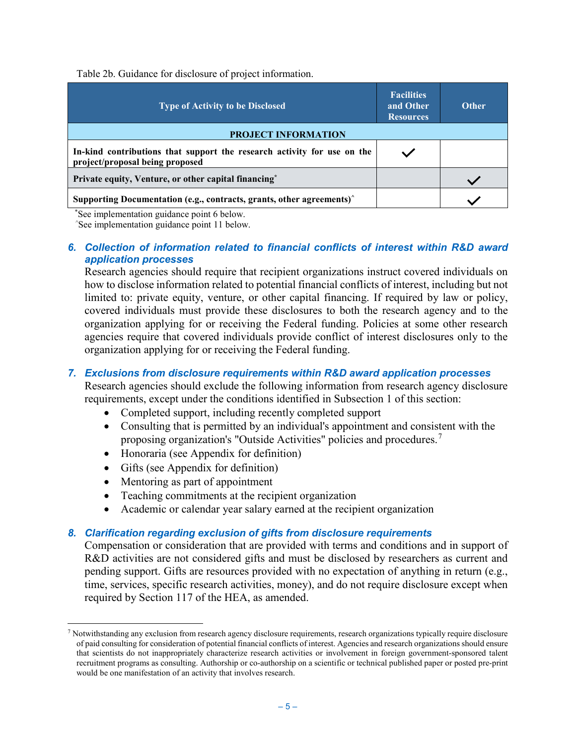Table 2b. Guidance for disclosure of project information.

| Type of Activity to be Disclosed | Facilities and Other Resources | Other |
|---|---|---|
| **PROJECT INFORMATION** | | |
| **In-kind contributions that support the research activity for use on the project/proposal being proposed** | ✓ | |
| **Private equity, Venture, or other capital financing*** | | ✓ |
| **Supporting Documentation (e.g., contracts, grants, other agreements)^** | | ✓ |

*See implementation guidance point 6 below.
^See implementation guidance point 11 below.

6. ***Collection of information related to financial conflicts of interest within R&D award application processes***

   Research agencies should require that recipient organizations instruct covered individuals on how to disclose information related to potential financial conflicts of interest, including but not limited to: private equity, venture, or other capital financing. If required by law or policy, covered individuals must provide these disclosures to both the research agency and to the organization applying for or receiving the Federal funding. Policies at some other research agencies require that covered individuals provide conflict of interest disclosures only to the organization applying for or receiving the Federal funding.

7. ***Exclusions from disclosure requirements within R&D award application processes***

   Research agencies should exclude the following information from research agency disclosure requirements, except under the conditions identified in Subsection 1 of this section:
   - Completed support, including recently completed support
   - Consulting that is permitted by an individual's appointment and consistent with the proposing organization's "Outside Activities" policies and procedures.[7]
   - Honoraria (see Appendix for definition)
   - Gifts (see Appendix for definition)
   - Mentoring as part of appointment
   - Teaching commitments at the recipient organization
   - Academic or calendar year salary earned at the recipient organization

8. ***Clarification regarding exclusion of gifts from disclosure requirements***

   Compensation or consideration that are provided with terms and conditions and in support of R&D activities are not considered gifts and must be disclosed by researchers as current and pending support. Gifts are resources provided with no expectation of anything in return (e.g., time, services, specific research activities, money), and do not require disclosure except when required by Section 117 of the HEA, as amended.

[7] Notwithstanding any exclusion from research agency disclosure requirements, research organizations typically require disclosure of paid consulting for consideration of potential financial conflicts of interest. Agencies and research organizations should ensure that scientists do not inappropriately characterize research activities or involvement in foreign government-sponsored talent recruitment programs as consulting. Authorship or co-authorship on a scientific or technical published paper or posted pre-print would be one manifestation of an activity that involves research.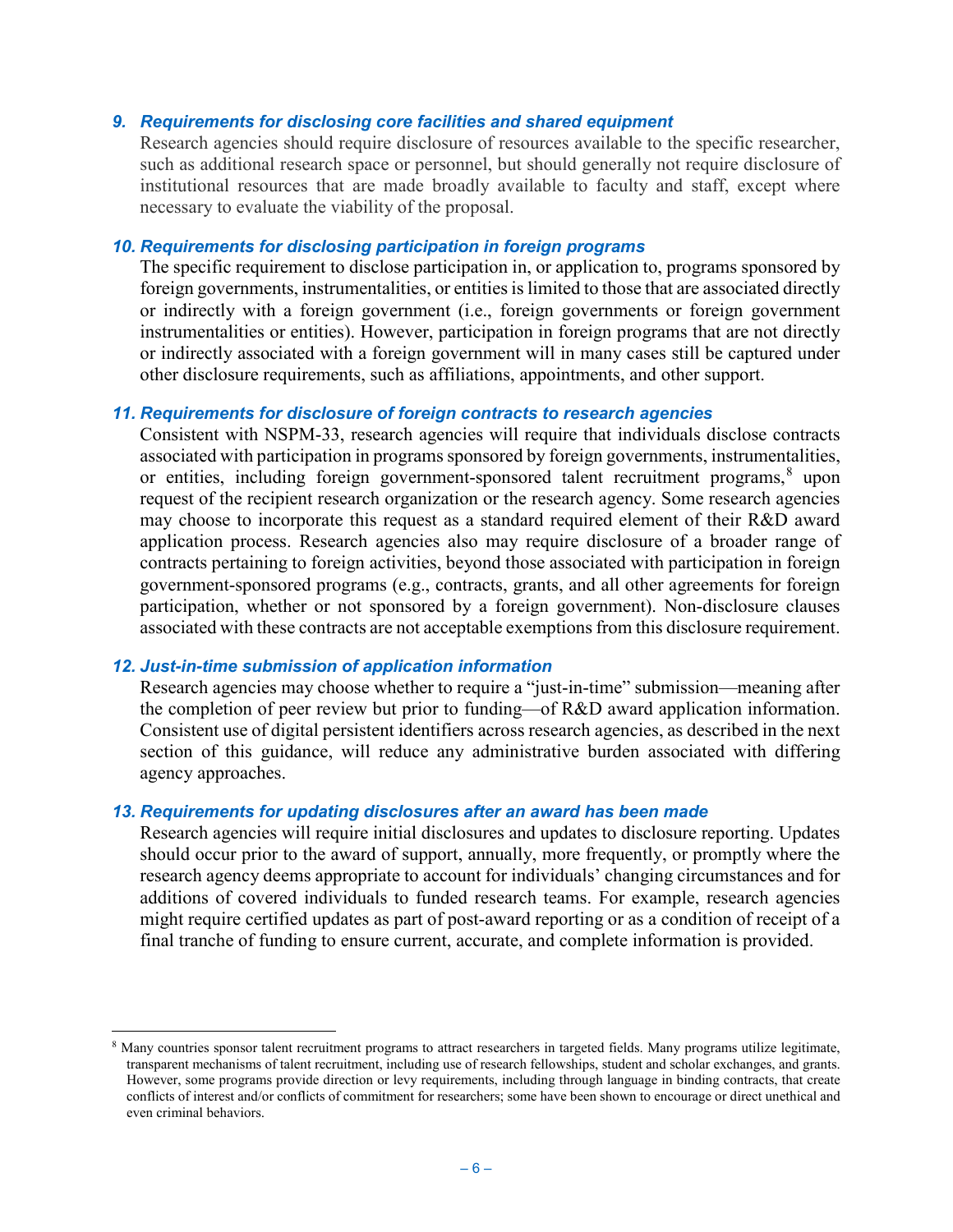### *9. Requirements for disclosing core facilities and shared equipment*

Research agencies should require disclosure of resources available to the specific researcher, such as additional research space or personnel, but should generally not require disclosure of institutional resources that are made broadly available to faculty and staff, except where necessary to evaluate the viability of the proposal.

### *10. Requirements for disclosing participation in foreign programs*

The specific requirement to disclose participation in, or application to, programs sponsored by foreign governments, instrumentalities, or entities is limited to those that are associated directly or indirectly with a foreign government (i.e., foreign governments or foreign government instrumentalities or entities). However, participation in foreign programs that are not directly or indirectly associated with a foreign government will in many cases still be captured under other disclosure requirements, such as affiliations, appointments, and other support.

### *11. Requirements for disclosure of foreign contracts to research agencies*

Consistent with NSPM-33, research agencies will require that individuals disclose contracts associated with participation in programs sponsored by foreign governments, instrumentalities, or entities, including foreign government-sponsored talent recruitment programs,[8] upon request of the recipient research organization or the research agency. Some research agencies may choose to incorporate this request as a standard required element of their R&D award application process. Research agencies also may require disclosure of a broader range of contracts pertaining to foreign activities, beyond those associated with participation in foreign government-sponsored programs (e.g., contracts, grants, and all other agreements for foreign participation, whether or not sponsored by a foreign government). Non-disclosure clauses associated with these contracts are not acceptable exemptions from this disclosure requirement.

### *12. Just-in-time submission of application information*

Research agencies may choose whether to require a "just-in-time" submission—meaning after the completion of peer review but prior to funding—of R&D award application information. Consistent use of digital persistent identifiers across research agencies, as described in the next section of this guidance, will reduce any administrative burden associated with differing agency approaches.

### *13. Requirements for updating disclosures after an award has been made*

Research agencies will require initial disclosures and updates to disclosure reporting. Updates should occur prior to the award of support, annually, more frequently, or promptly where the research agency deems appropriate to account for individuals' changing circumstances and for additions of covered individuals to funded research teams. For example, research agencies might require certified updates as part of post-award reporting or as a condition of receipt of a final tranche of funding to ensure current, accurate, and complete information is provided.

---

[8] Many countries sponsor talent recruitment programs to attract researchers in targeted fields. Many programs utilize legitimate, transparent mechanisms of talent recruitment, including use of research fellowships, student and scholar exchanges, and grants. However, some programs provide direction or levy requirements, including through language in binding contracts, that create conflicts of interest and/or conflicts of commitment for researchers; some have been shown to encourage or direct unethical and even criminal behaviors.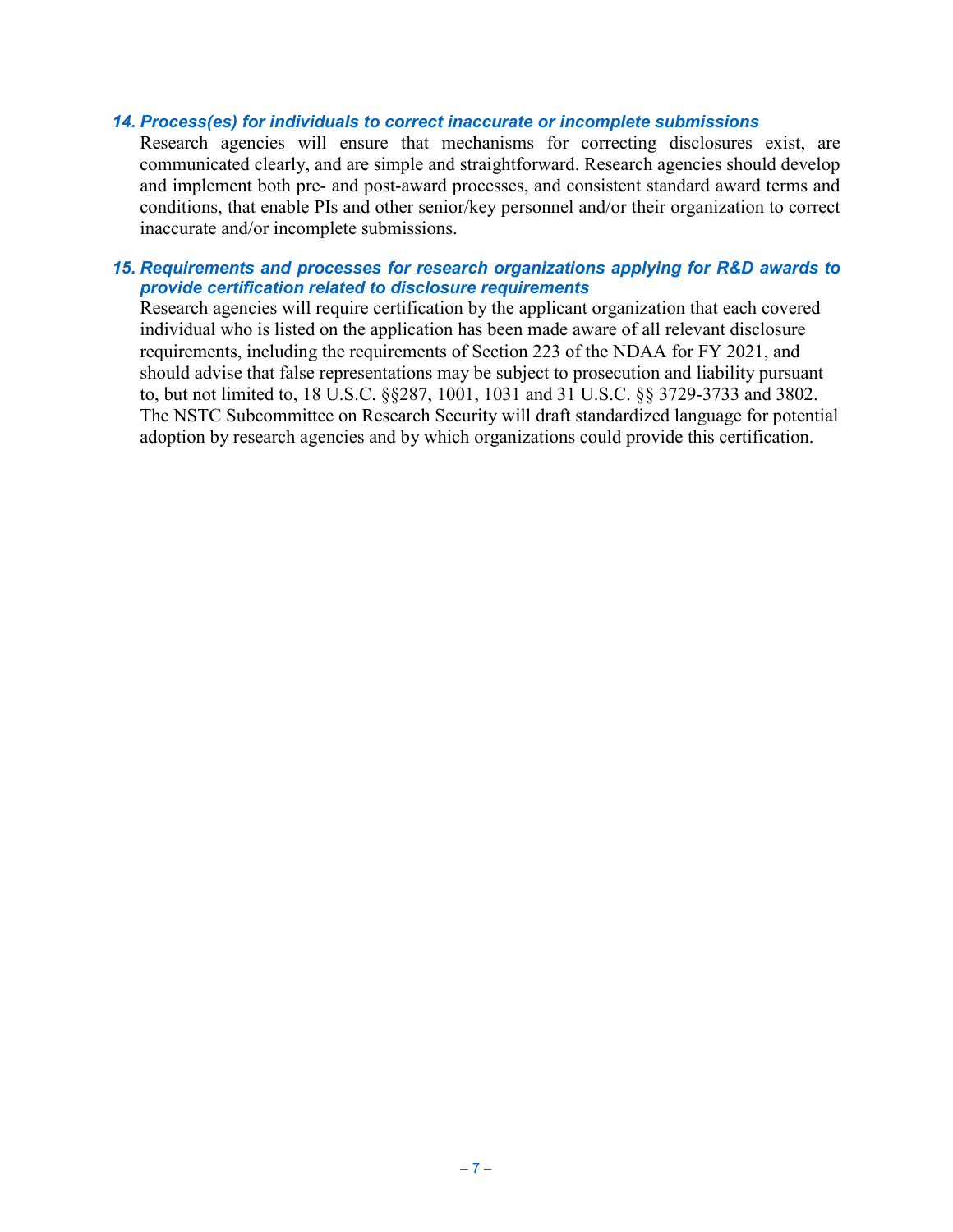### *14. Process(es) for individuals to correct inaccurate or incomplete submissions*

Research agencies will ensure that mechanisms for correcting disclosures exist, are communicated clearly, and are simple and straightforward. Research agencies should develop and implement both pre- and post-award processes, and consistent standard award terms and conditions, that enable PIs and other senior/key personnel and/or their organization to correct inaccurate and/or incomplete submissions.

### *15. Requirements and processes for research organizations applying for R&D awards to provide certification related to disclosure requirements*

Research agencies will require certification by the applicant organization that each covered individual who is listed on the application has been made aware of all relevant disclosure requirements, including the requirements of Section 223 of the NDAA for FY 2021, and should advise that false representations may be subject to prosecution and liability pursuant to, but not limited to, 18 U.S.C. §§287, 1001, 1031 and 31 U.S.C. §§ 3729-3733 and 3802. The NSTC Subcommittee on Research Security will draft standardized language for potential adoption by research agencies and by which organizations could provide this certification.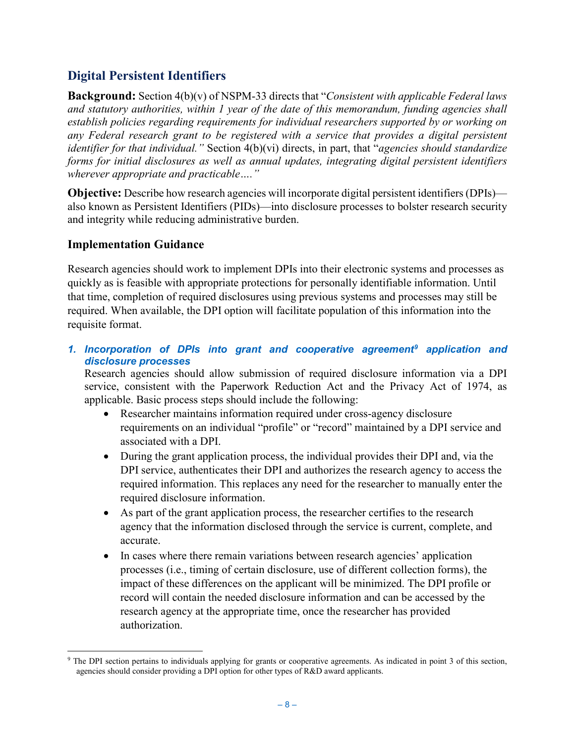## Digital Persistent Identifiers

**Background:** Section 4(b)(v) of NSPM-33 directs that "*Consistent with applicable Federal laws and statutory authorities, within 1 year of the date of this memorandum, funding agencies shall establish policies regarding requirements for individual researchers supported by or working on any Federal research grant to be registered with a service that provides a digital persistent identifier for that individual.*" Section 4(b)(vi) directs, in part, that "*agencies should standardize forms for initial disclosures as well as annual updates, integrating digital persistent identifiers wherever appropriate and practicable….*"

**Objective:** Describe how research agencies will incorporate digital persistent identifiers (DPIs)—also known as Persistent Identifiers (PIDs)—into disclosure processes to bolster research security and integrity while reducing administrative burden.

### Implementation Guidance

Research agencies should work to implement DPIs into their electronic systems and processes as quickly as is feasible with appropriate protections for personally identifiable information. Until that time, completion of required disclosures using previous systems and processes may still be required. When available, the DPI option will facilitate population of this information into the requisite format.

1. ***Incorporation of DPIs into grant and cooperative agreement[9] application and disclosure processes***

   Research agencies should allow submission of required disclosure information via a DPI service, consistent with the Paperwork Reduction Act and the Privacy Act of 1974, as applicable. Basic process steps should include the following:

   - Researcher maintains information required under cross-agency disclosure requirements on an individual "profile" or "record" maintained by a DPI service and associated with a DPI.
   - During the grant application process, the individual provides their DPI and, via the DPI service, authenticates their DPI and authorizes the research agency to access the required information. This replaces any need for the researcher to manually enter the required disclosure information.
   - As part of the grant application process, the researcher certifies to the research agency that the information disclosed through the service is current, complete, and accurate.
   - In cases where there remain variations between research agencies' application processes (i.e., timing of certain disclosure, use of different collection forms), the impact of these differences on the applicant will be minimized. The DPI profile or record will contain the needed disclosure information and can be accessed by the research agency at the appropriate time, once the researcher has provided authorization.

[9] The DPI section pertains to individuals applying for grants or cooperative agreements. As indicated in point 3 of this section, agencies should consider providing a DPI option for other types of R&D award applicants.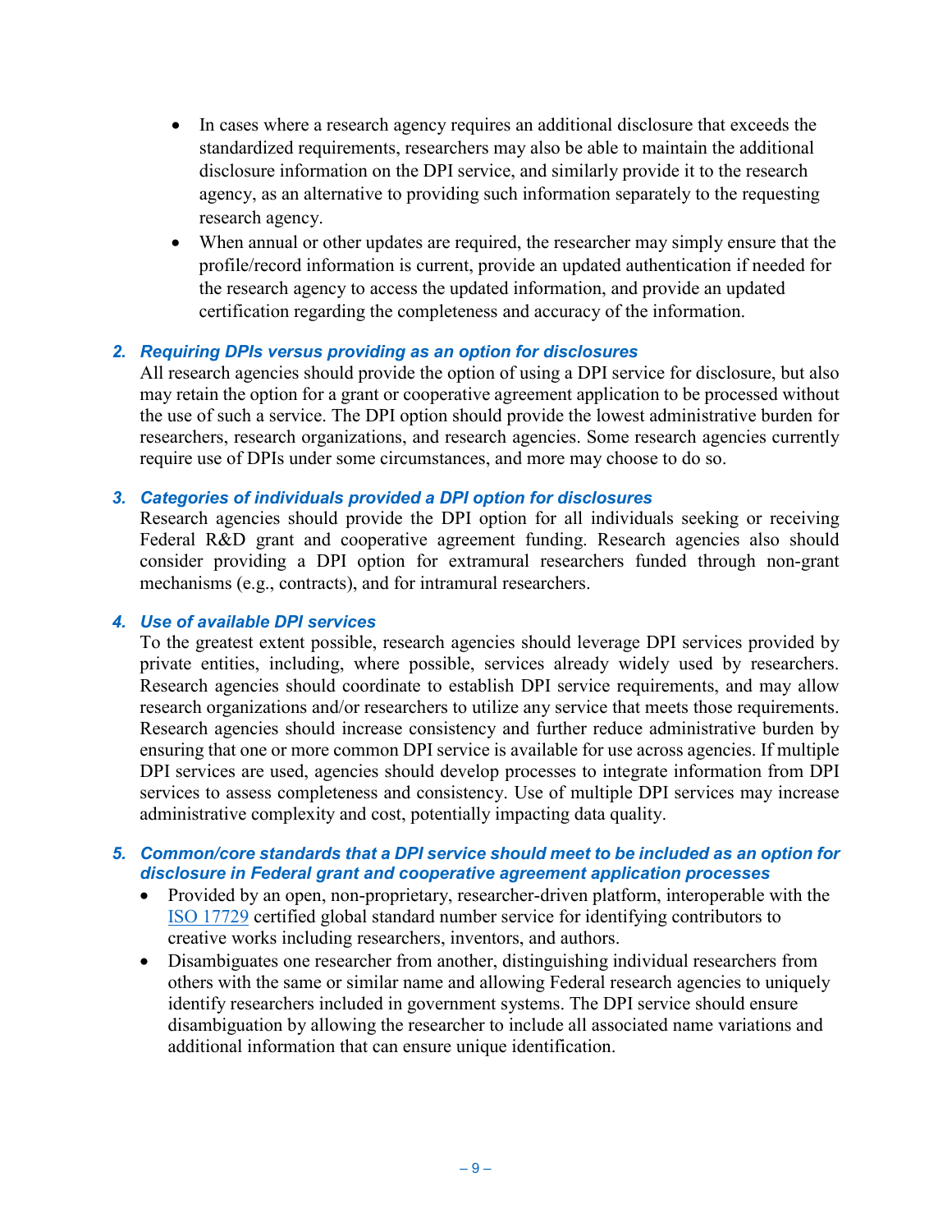- In cases where a research agency requires an additional disclosure that exceeds the standardized requirements, researchers may also be able to maintain the additional disclosure information on the DPI service, and similarly provide it to the research agency, as an alternative to providing such information separately to the requesting research agency.
- When annual or other updates are required, the researcher may simply ensure that the profile/record information is current, provide an updated authentication if needed for the research agency to access the updated information, and provide an updated certification regarding the completeness and accuracy of the information.

### 2. *Requiring DPIs versus providing as an option for disclosures*

All research agencies should provide the option of using a DPI service for disclosure, but also may retain the option for a grant or cooperative agreement application to be processed without the use of such a service. The DPI option should provide the lowest administrative burden for researchers, research organizations, and research agencies. Some research agencies currently require use of DPIs under some circumstances, and more may choose to do so.

### 3. *Categories of individuals provided a DPI option for disclosures*

Research agencies should provide the DPI option for all individuals seeking or receiving Federal R&D grant and cooperative agreement funding. Research agencies also should consider providing a DPI option for extramural researchers funded through non-grant mechanisms (e.g., contracts), and for intramural researchers.

### 4. *Use of available DPI services*

To the greatest extent possible, research agencies should leverage DPI services provided by private entities, including, where possible, services already widely used by researchers. Research agencies should coordinate to establish DPI service requirements, and may allow research organizations and/or researchers to utilize any service that meets those requirements. Research agencies should increase consistency and further reduce administrative burden by ensuring that one or more common DPI service is available for use across agencies. If multiple DPI services are used, agencies should develop processes to integrate information from DPI services to assess completeness and consistency. Use of multiple DPI services may increase administrative complexity and cost, potentially impacting data quality.

### 5. *Common/core standards that a DPI service should meet to be included as an option for disclosure in Federal grant and cooperative agreement application processes*

- Provided by an open, non-proprietary, researcher-driven platform, interoperable with the ISO 17729 certified global standard number service for identifying contributors to creative works including researchers, inventors, and authors.
- Disambiguates one researcher from another, distinguishing individual researchers from others with the same or similar name and allowing Federal research agencies to uniquely identify researchers included in government systems. The DPI service should ensure disambiguation by allowing the researcher to include all associated name variations and additional information that can ensure unique identification.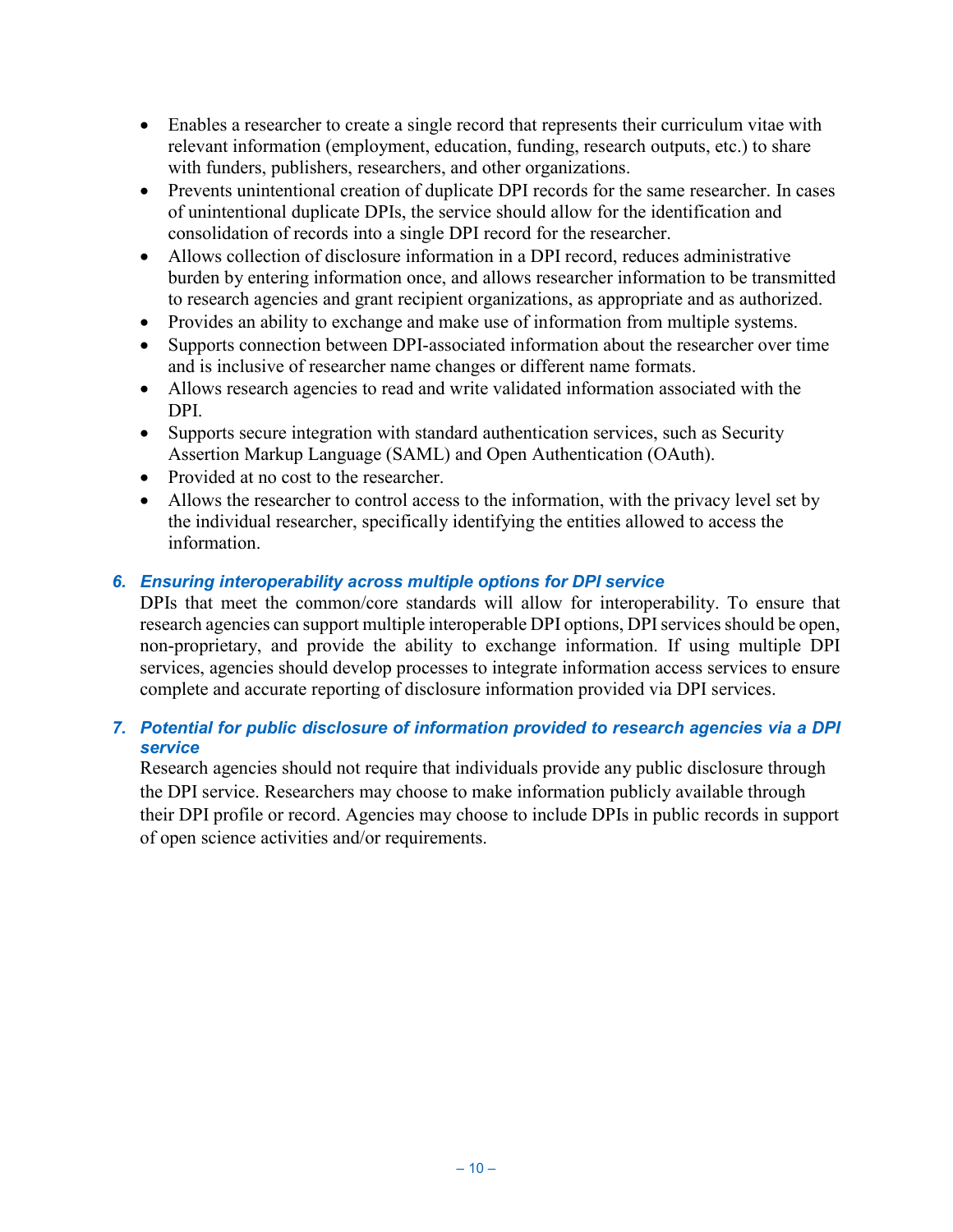- Enables a researcher to create a single record that represents their curriculum vitae with relevant information (employment, education, funding, research outputs, etc.) to share with funders, publishers, researchers, and other organizations.
- Prevents unintentional creation of duplicate DPI records for the same researcher. In cases of unintentional duplicate DPIs, the service should allow for the identification and consolidation of records into a single DPI record for the researcher.
- Allows collection of disclosure information in a DPI record, reduces administrative burden by entering information once, and allows researcher information to be transmitted to research agencies and grant recipient organizations, as appropriate and as authorized.
- Provides an ability to exchange and make use of information from multiple systems.
- Supports connection between DPI-associated information about the researcher over time and is inclusive of researcher name changes or different name formats.
- Allows research agencies to read and write validated information associated with the DPI.
- Supports secure integration with standard authentication services, such as Security Assertion Markup Language (SAML) and Open Authentication (OAuth).
- Provided at no cost to the researcher.
- Allows the researcher to control access to the information, with the privacy level set by the individual researcher, specifically identifying the entities allowed to access the information.

### *6. Ensuring interoperability across multiple options for DPI service*

DPIs that meet the common/core standards will allow for interoperability. To ensure that research agencies can support multiple interoperable DPI options, DPI services should be open, non-proprietary, and provide the ability to exchange information. If using multiple DPI services, agencies should develop processes to integrate information access services to ensure complete and accurate reporting of disclosure information provided via DPI services.

### *7. Potential for public disclosure of information provided to research agencies via a DPI service*

Research agencies should not require that individuals provide any public disclosure through the DPI service. Researchers may choose to make information publicly available through their DPI profile or record. Agencies may choose to include DPIs in public records in support of open science activities and/or requirements.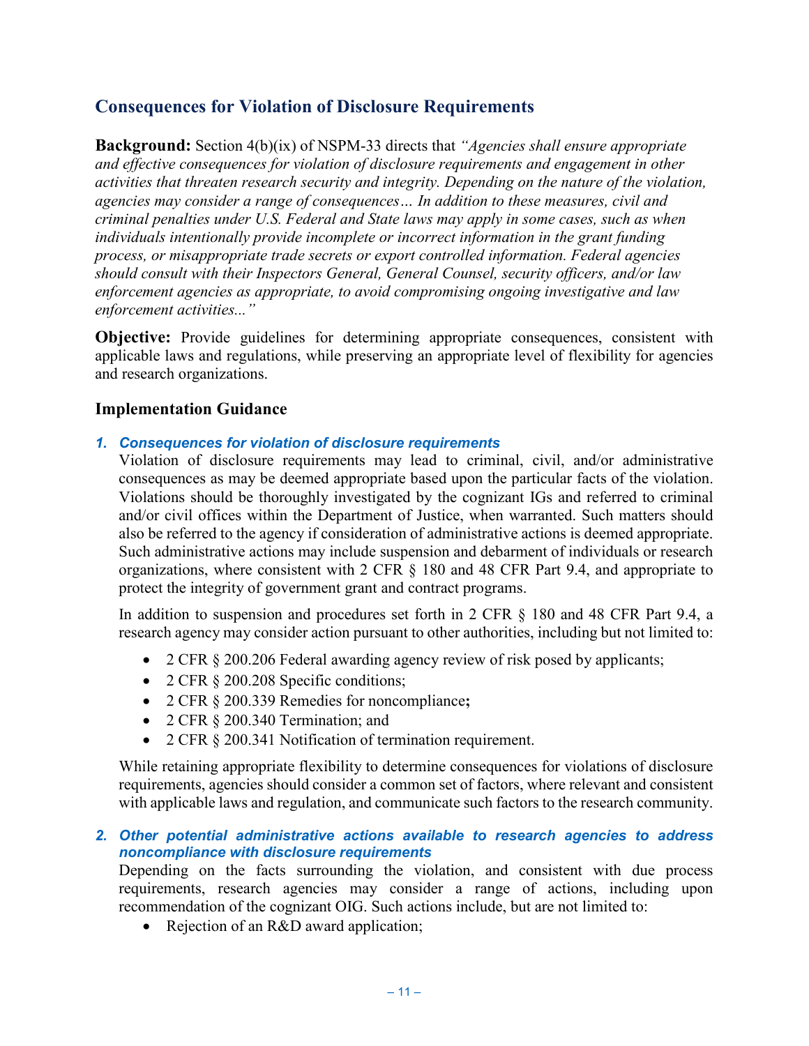## Consequences for Violation of Disclosure Requirements

**Background:** Section 4(b)(ix) of NSPM-33 directs that *"Agencies shall ensure appropriate and effective consequences for violation of disclosure requirements and engagement in other activities that threaten research security and integrity. Depending on the nature of the violation, agencies may consider a range of consequences… In addition to these measures, civil and criminal penalties under U.S. Federal and State laws may apply in some cases, such as when individuals intentionally provide incomplete or incorrect information in the grant funding process, or misappropriate trade secrets or export controlled information. Federal agencies should consult with their Inspectors General, General Counsel, security officers, and/or law enforcement agencies as appropriate, to avoid compromising ongoing investigative and law enforcement activities..."*

**Objective:** Provide guidelines for determining appropriate consequences, consistent with applicable laws and regulations, while preserving an appropriate level of flexibility for agencies and research organizations.

### Implementation Guidance

#### *1. Consequences for violation of disclosure requirements*

Violation of disclosure requirements may lead to criminal, civil, and/or administrative consequences as may be deemed appropriate based upon the particular facts of the violation. Violations should be thoroughly investigated by the cognizant IGs and referred to criminal and/or civil offices within the Department of Justice, when warranted. Such matters should also be referred to the agency if consideration of administrative actions is deemed appropriate. Such administrative actions may include suspension and debarment of individuals or research organizations, where consistent with 2 CFR § 180 and 48 CFR Part 9.4, and appropriate to protect the integrity of government grant and contract programs.

In addition to suspension and procedures set forth in 2 CFR § 180 and 48 CFR Part 9.4, a research agency may consider action pursuant to other authorities, including but not limited to:

- 2 CFR § 200.206 Federal awarding agency review of risk posed by applicants;
- 2 CFR § 200.208 Specific conditions;
- 2 CFR § 200.339 Remedies for noncompliance**;**
- 2 CFR § 200.340 Termination; and
- 2 CFR § 200.341 Notification of termination requirement.

While retaining appropriate flexibility to determine consequences for violations of disclosure requirements, agencies should consider a common set of factors, where relevant and consistent with applicable laws and regulation, and communicate such factors to the research community.

#### *2. Other potential administrative actions available to research agencies to address noncompliance with disclosure requirements*

Depending on the facts surrounding the violation, and consistent with due process requirements, research agencies may consider a range of actions, including upon recommendation of the cognizant OIG. Such actions include, but are not limited to:

- Rejection of an R&D award application;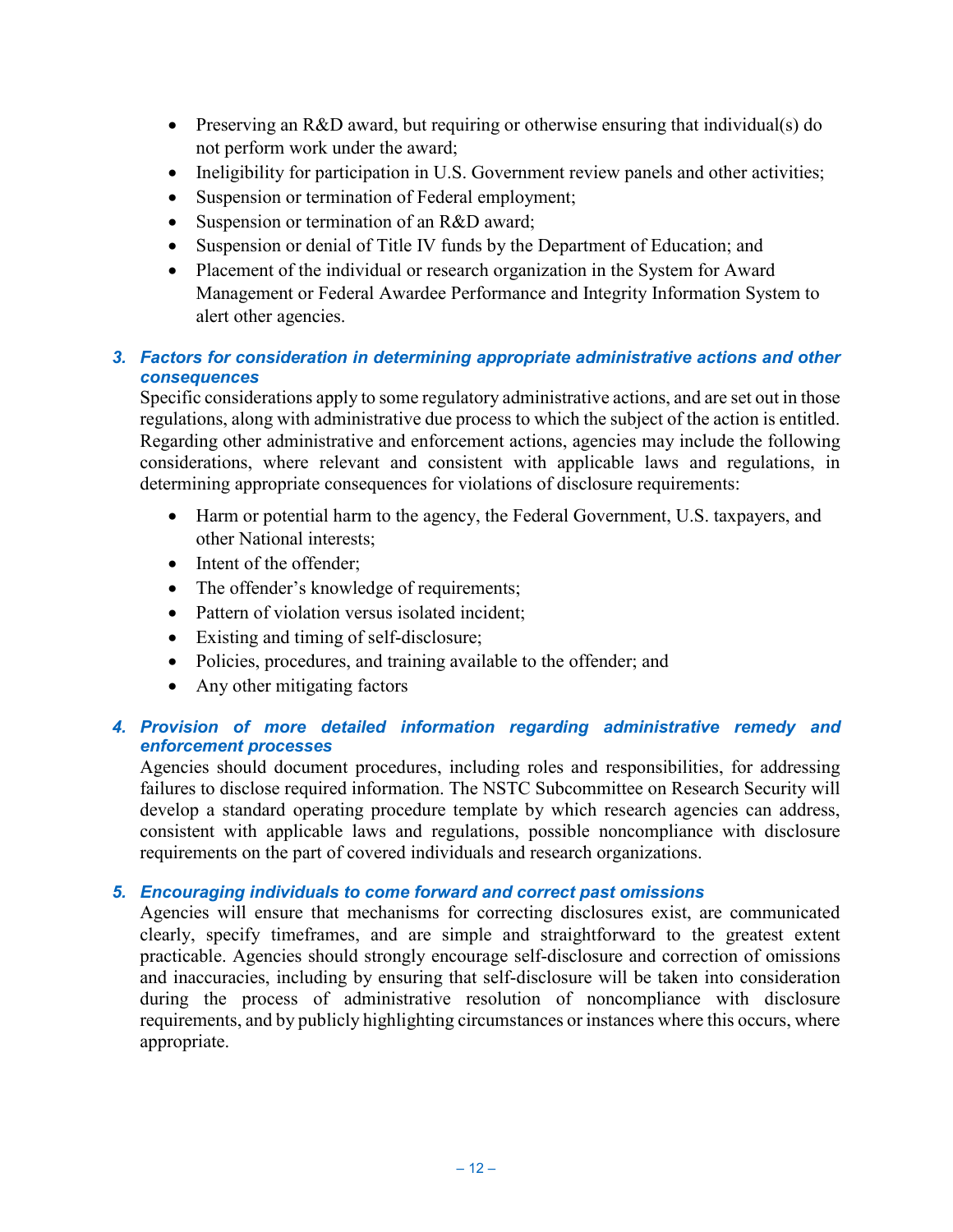- Preserving an R&D award, but requiring or otherwise ensuring that individual(s) do not perform work under the award;
- Ineligibility for participation in U.S. Government review panels and other activities;
- Suspension or termination of Federal employment;
- Suspension or termination of an R&D award;
- Suspension or denial of Title IV funds by the Department of Education; and
- Placement of the individual or research organization in the System for Award Management or Federal Awardee Performance and Integrity Information System to alert other agencies.

### 3. *Factors for consideration in determining appropriate administrative actions and other consequences*

Specific considerations apply to some regulatory administrative actions, and are set out in those regulations, along with administrative due process to which the subject of the action is entitled. Regarding other administrative and enforcement actions, agencies may include the following considerations, where relevant and consistent with applicable laws and regulations, in determining appropriate consequences for violations of disclosure requirements:

- Harm or potential harm to the agency, the Federal Government, U.S. taxpayers, and other National interests;
- Intent of the offender;
- The offender's knowledge of requirements;
- Pattern of violation versus isolated incident;
- Existing and timing of self-disclosure;
- Policies, procedures, and training available to the offender; and
- Any other mitigating factors

### 4. *Provision of more detailed information regarding administrative remedy and enforcement processes*

Agencies should document procedures, including roles and responsibilities, for addressing failures to disclose required information. The NSTC Subcommittee on Research Security will develop a standard operating procedure template by which research agencies can address, consistent with applicable laws and regulations, possible noncompliance with disclosure requirements on the part of covered individuals and research organizations.

### 5. *Encouraging individuals to come forward and correct past omissions*

Agencies will ensure that mechanisms for correcting disclosures exist, are communicated clearly, specify timeframes, and are simple and straightforward to the greatest extent practicable. Agencies should strongly encourage self-disclosure and correction of omissions and inaccuracies, including by ensuring that self-disclosure will be taken into consideration during the process of administrative resolution of noncompliance with disclosure requirements, and by publicly highlighting circumstances or instances where this occurs, where appropriate.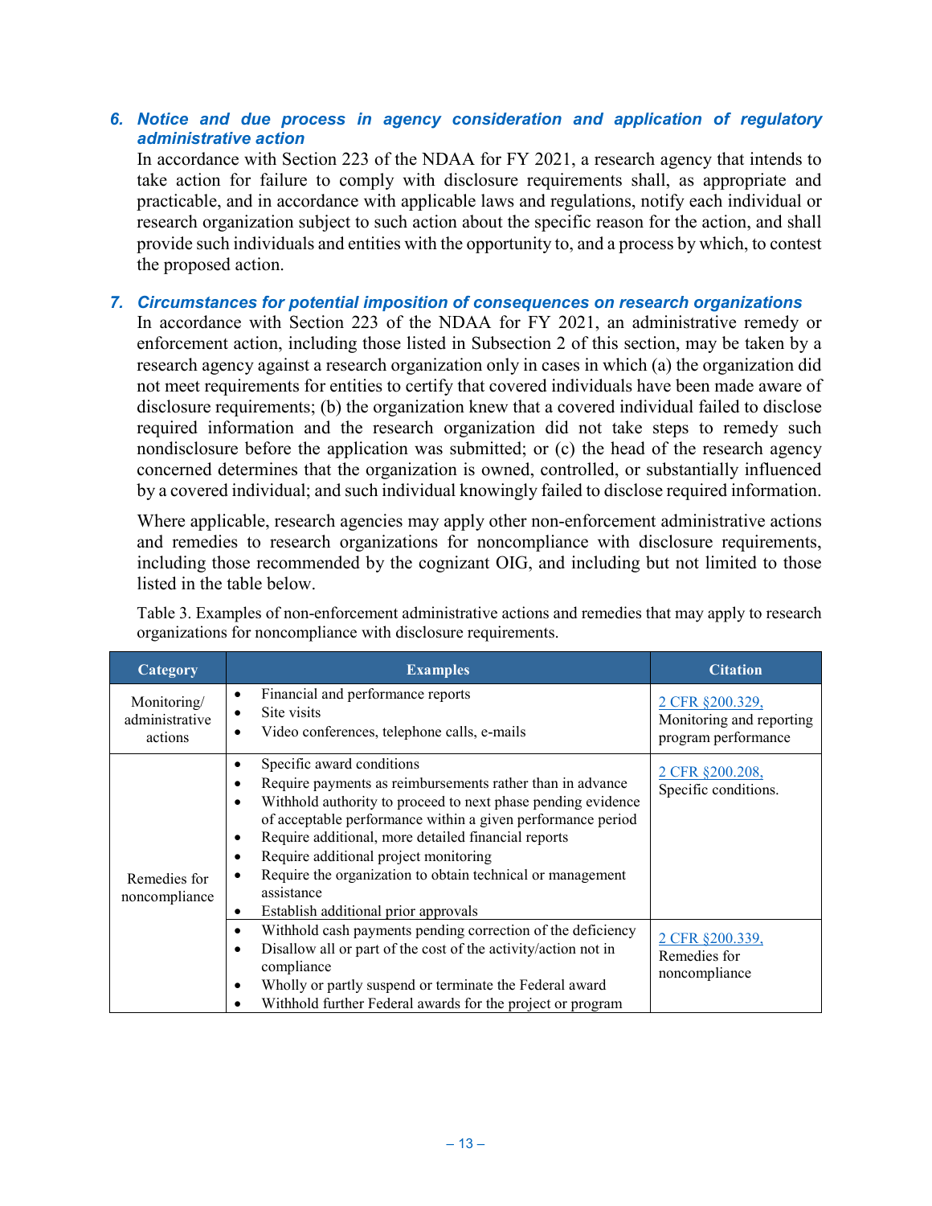### *6. Notice and due process in agency consideration and application of regulatory administrative action*

In accordance with Section 223 of the NDAA for FY 2021, a research agency that intends to take action for failure to comply with disclosure requirements shall, as appropriate and practicable, and in accordance with applicable laws and regulations, notify each individual or research organization subject to such action about the specific reason for the action, and shall provide such individuals and entities with the opportunity to, and a process by which, to contest the proposed action.

### *7. Circumstances for potential imposition of consequences on research organizations*

In accordance with Section 223 of the NDAA for FY 2021, an administrative remedy or enforcement action, including those listed in Subsection 2 of this section, may be taken by a research agency against a research organization only in cases in which (a) the organization did not meet requirements for entities to certify that covered individuals have been made aware of disclosure requirements; (b) the organization knew that a covered individual failed to disclose required information and the research organization did not take steps to remedy such nondisclosure before the application was submitted; or (c) the head of the research agency concerned determines that the organization is owned, controlled, or substantially influenced by a covered individual; and such individual knowingly failed to disclose required information.

Where applicable, research agencies may apply other non-enforcement administrative actions and remedies to research organizations for noncompliance with disclosure requirements, including those recommended by the cognizant OIG, and including but not limited to those listed in the table below.

Table 3. Examples of non-enforcement administrative actions and remedies that may apply to research organizations for noncompliance with disclosure requirements.

| Category | Examples | Citation |
|---|---|---|
| Monitoring/ administrative actions | • Financial and performance reports<br>• Site visits<br>• Video conferences, telephone calls, e-mails | 2 CFR §200.329, Monitoring and reporting program performance |
| Remedies for noncompliance | • Specific award conditions<br>• Require payments as reimbursements rather than in advance<br>• Withhold authority to proceed to next phase pending evidence of acceptable performance within a given performance period<br>• Require additional, more detailed financial reports<br>• Require additional project monitoring<br>• Require the organization to obtain technical or management assistance<br>• Establish additional prior approvals | 2 CFR §200.208, Specific conditions. |
| | • Withhold cash payments pending correction of the deficiency<br>• Disallow all or part of the cost of the activity/action not in compliance<br>• Wholly or partly suspend or terminate the Federal award<br>• Withhold further Federal awards for the project or program | 2 CFR §200.339, Remedies for noncompliance |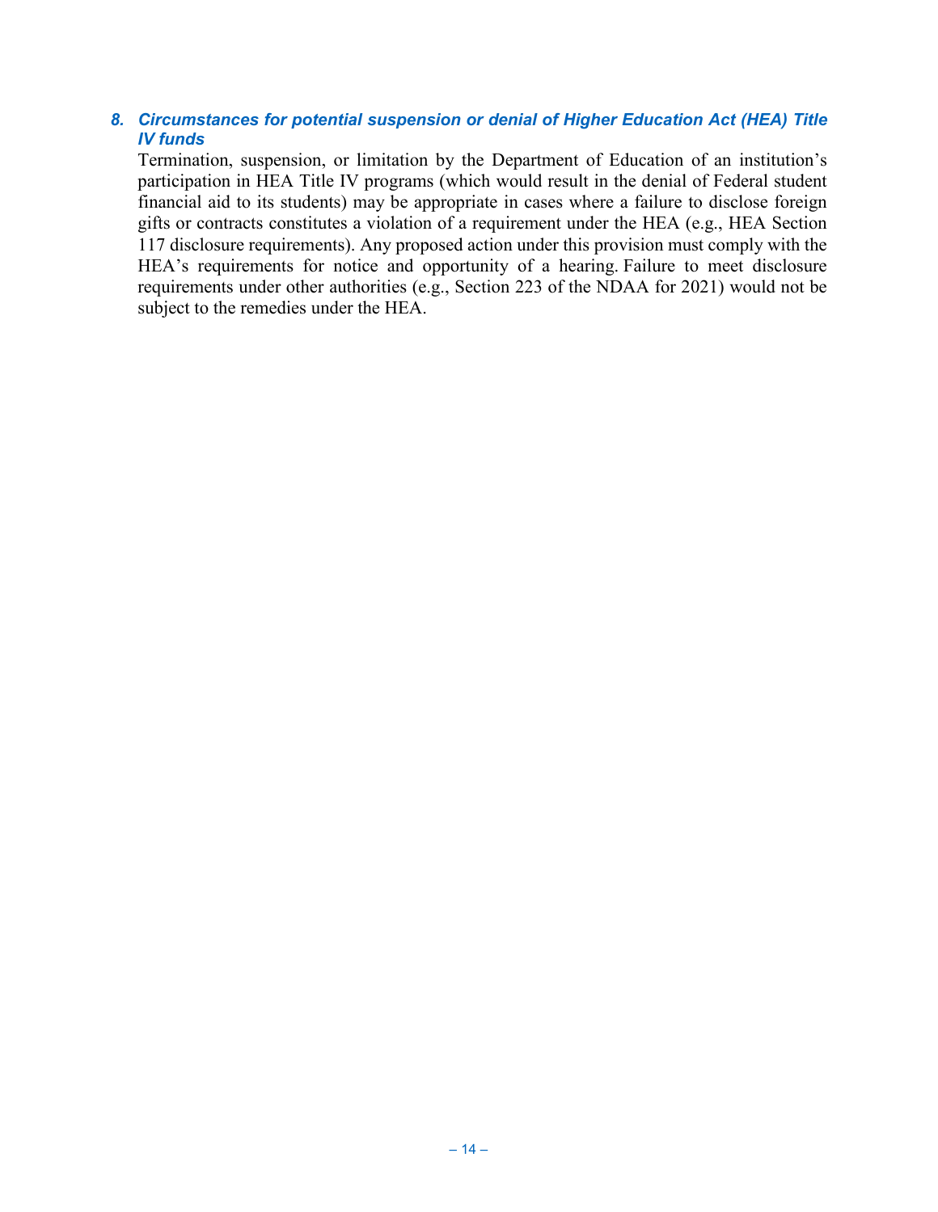### *8. Circumstances for potential suspension or denial of Higher Education Act (HEA) Title IV funds*

Termination, suspension, or limitation by the Department of Education of an institution's participation in HEA Title IV programs (which would result in the denial of Federal student financial aid to its students) may be appropriate in cases where a failure to disclose foreign gifts or contracts constitutes a violation of a requirement under the HEA (e.g., HEA Section 117 disclosure requirements). Any proposed action under this provision must comply with the HEA's requirements for notice and opportunity of a hearing. Failure to meet disclosure requirements under other authorities (e.g., Section 223 of the NDAA for 2021) would not be subject to the remedies under the HEA.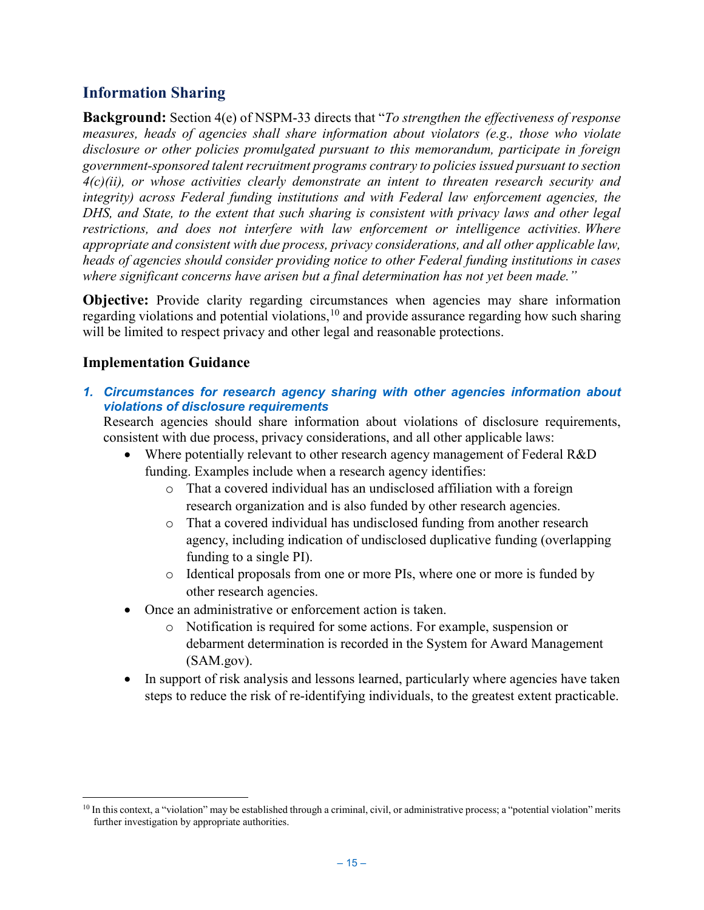## Information Sharing

**Background:** Section 4(e) of NSPM-33 directs that "*To strengthen the effectiveness of response measures, heads of agencies shall share information about violators (e.g., those who violate disclosure or other policies promulgated pursuant to this memorandum, participate in foreign government-sponsored talent recruitment programs contrary to policies issued pursuant to section 4(c)(ii), or whose activities clearly demonstrate an intent to threaten research security and integrity) across Federal funding institutions and with Federal law enforcement agencies, the DHS, and State, to the extent that such sharing is consistent with privacy laws and other legal restrictions, and does not interfere with law enforcement or intelligence activities. Where appropriate and consistent with due process, privacy considerations, and all other applicable law, heads of agencies should consider providing notice to other Federal funding institutions in cases where significant concerns have arisen but a final determination has not yet been made.*"

**Objective:** Provide clarity regarding circumstances when agencies may share information regarding violations and potential violations,[10] and provide assurance regarding how such sharing will be limited to respect privacy and other legal and reasonable protections.

### Implementation Guidance

#### *1. Circumstances for research agency sharing with other agencies information about violations of disclosure requirements*

Research agencies should share information about violations of disclosure requirements, consistent with due process, privacy considerations, and all other applicable laws:

- Where potentially relevant to other research agency management of Federal R&D funding. Examples include when a research agency identifies:
  - That a covered individual has an undisclosed affiliation with a foreign research organization and is also funded by other research agencies.
  - That a covered individual has undisclosed funding from another research agency, including indication of undisclosed duplicative funding (overlapping funding to a single PI).
  - Identical proposals from one or more PIs, where one or more is funded by other research agencies.
- Once an administrative or enforcement action is taken.
  - Notification is required for some actions. For example, suspension or debarment determination is recorded in the System for Award Management (SAM.gov).
- In support of risk analysis and lessons learned, particularly where agencies have taken steps to reduce the risk of re-identifying individuals, to the greatest extent practicable.

[10] In this context, a "violation" may be established through a criminal, civil, or administrative process; a "potential violation" merits further investigation by appropriate authorities.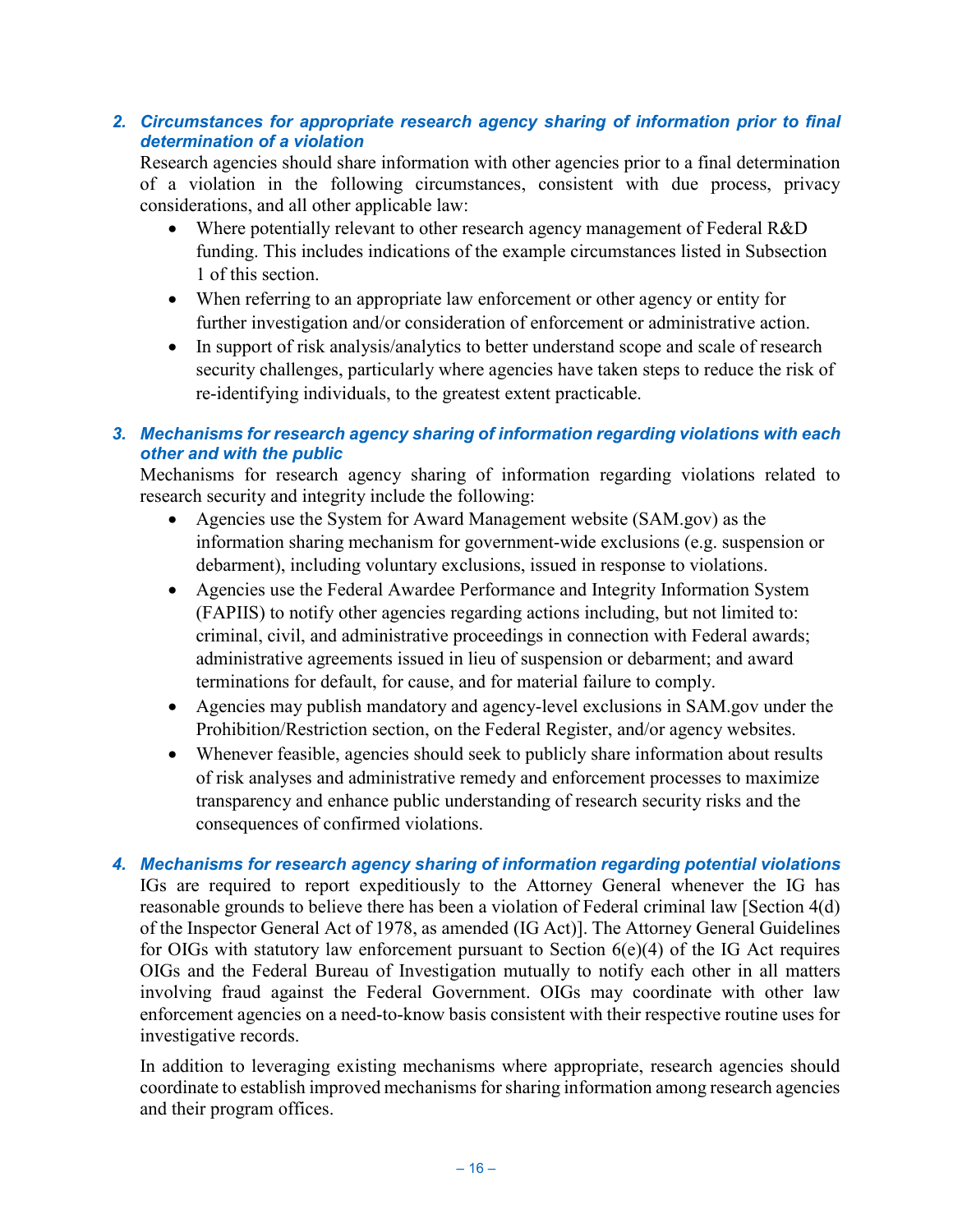### *2. Circumstances for appropriate research agency sharing of information prior to final determination of a violation*

Research agencies should share information with other agencies prior to a final determination of a violation in the following circumstances, consistent with due process, privacy considerations, and all other applicable law:

- Where potentially relevant to other research agency management of Federal R&D funding. This includes indications of the example circumstances listed in Subsection 1 of this section.
- When referring to an appropriate law enforcement or other agency or entity for further investigation and/or consideration of enforcement or administrative action.
- In support of risk analysis/analytics to better understand scope and scale of research security challenges, particularly where agencies have taken steps to reduce the risk of re-identifying individuals, to the greatest extent practicable.

### *3. Mechanisms for research agency sharing of information regarding violations with each other and with the public*

Mechanisms for research agency sharing of information regarding violations related to research security and integrity include the following:

- Agencies use the System for Award Management website (SAM.gov) as the information sharing mechanism for government-wide exclusions (e.g. suspension or debarment), including voluntary exclusions, issued in response to violations.
- Agencies use the Federal Awardee Performance and Integrity Information System (FAPIIS) to notify other agencies regarding actions including, but not limited to: criminal, civil, and administrative proceedings in connection with Federal awards; administrative agreements issued in lieu of suspension or debarment; and award terminations for default, for cause, and for material failure to comply.
- Agencies may publish mandatory and agency-level exclusions in SAM.gov under the Prohibition/Restriction section, on the Federal Register, and/or agency websites.
- Whenever feasible, agencies should seek to publicly share information about results of risk analyses and administrative remedy and enforcement processes to maximize transparency and enhance public understanding of research security risks and the consequences of confirmed violations.

### *4. Mechanisms for research agency sharing of information regarding potential violations*

IGs are required to report expeditiously to the Attorney General whenever the IG has reasonable grounds to believe there has been a violation of Federal criminal law [Section 4(d) of the Inspector General Act of 1978, as amended (IG Act)]. The Attorney General Guidelines for OIGs with statutory law enforcement pursuant to Section 6(e)(4) of the IG Act requires OIGs and the Federal Bureau of Investigation mutually to notify each other in all matters involving fraud against the Federal Government. OIGs may coordinate with other law enforcement agencies on a need-to-know basis consistent with their respective routine uses for investigative records.

In addition to leveraging existing mechanisms where appropriate, research agencies should coordinate to establish improved mechanisms for sharing information among research agencies and their program offices.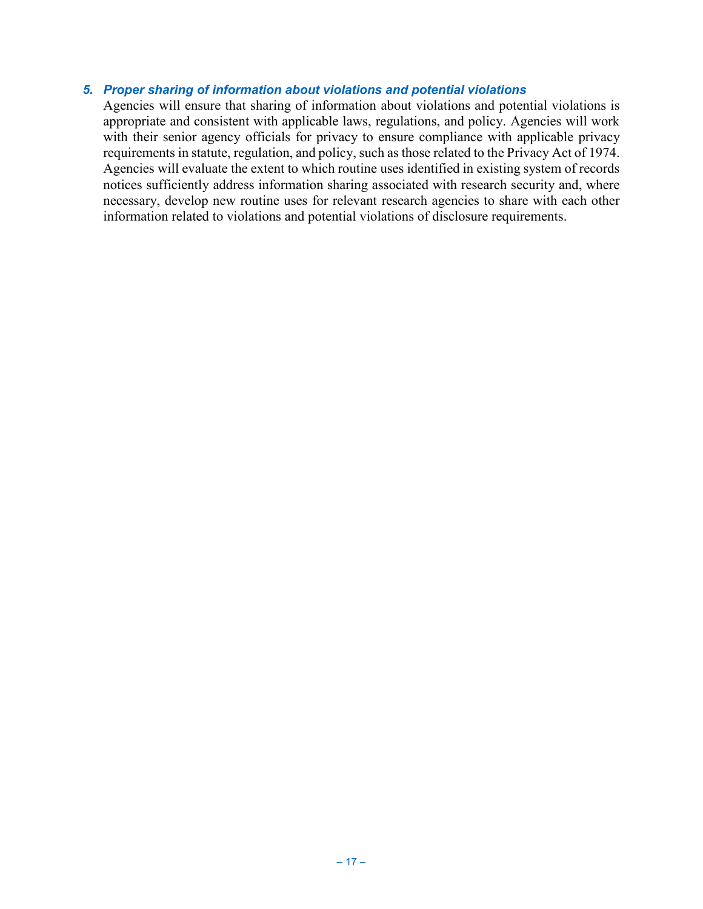### *5. Proper sharing of information about violations and potential violations*

Agencies will ensure that sharing of information about violations and potential violations is appropriate and consistent with applicable laws, regulations, and policy. Agencies will work with their senior agency officials for privacy to ensure compliance with applicable privacy requirements in statute, regulation, and policy, such as those related to the Privacy Act of 1974. Agencies will evaluate the extent to which routine uses identified in existing system of records notices sufficiently address information sharing associated with research security and, where necessary, develop new routine uses for relevant research agencies to share with each other information related to violations and potential violations of disclosure requirements.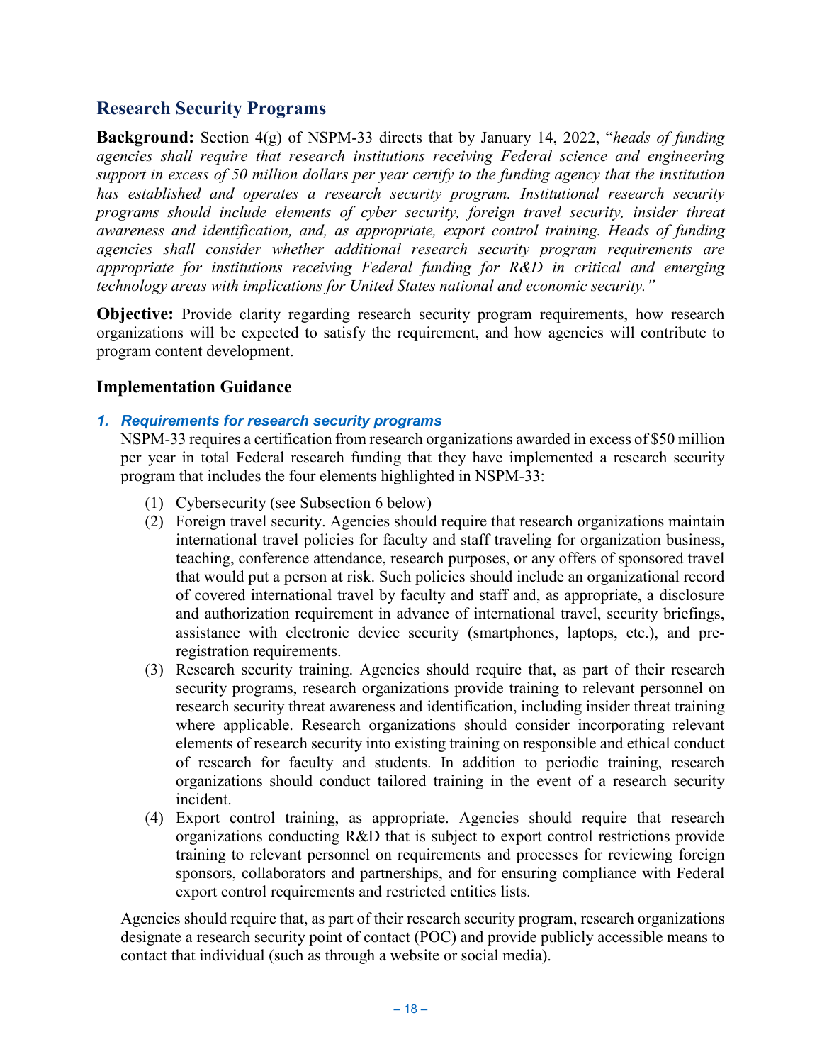## Research Security Programs

**Background:** Section 4(g) of NSPM-33 directs that by January 14, 2022, "*heads of funding agencies shall require that research institutions receiving Federal science and engineering support in excess of 50 million dollars per year certify to the funding agency that the institution has established and operates a research security program. Institutional research security programs should include elements of cyber security, foreign travel security, insider threat awareness and identification, and, as appropriate, export control training. Heads of funding agencies shall consider whether additional research security program requirements are appropriate for institutions receiving Federal funding for R&D in critical and emerging technology areas with implications for United States national and economic security.*"

**Objective:** Provide clarity regarding research security program requirements, how research organizations will be expected to satisfy the requirement, and how agencies will contribute to program content development.

### Implementation Guidance

#### *1. Requirements for research security programs*

NSPM-33 requires a certification from research organizations awarded in excess of $50 million per year in total Federal research funding that they have implemented a research security program that includes the four elements highlighted in NSPM-33:

(1) Cybersecurity (see Subsection 6 below)

(2) Foreign travel security. Agencies should require that research organizations maintain international travel policies for faculty and staff traveling for organization business, teaching, conference attendance, research purposes, or any offers of sponsored travel that would put a person at risk. Such policies should include an organizational record of covered international travel by faculty and staff and, as appropriate, a disclosure and authorization requirement in advance of international travel, security briefings, assistance with electronic device security (smartphones, laptops, etc.), and pre-registration requirements.

(3) Research security training. Agencies should require that, as part of their research security programs, research organizations provide training to relevant personnel on research security threat awareness and identification, including insider threat training where applicable. Research organizations should consider incorporating relevant elements of research security into existing training on responsible and ethical conduct of research for faculty and students. In addition to periodic training, research organizations should conduct tailored training in the event of a research security incident.

(4) Export control training, as appropriate. Agencies should require that research organizations conducting R&D that is subject to export control restrictions provide training to relevant personnel on requirements and processes for reviewing foreign sponsors, collaborators and partnerships, and for ensuring compliance with Federal export control requirements and restricted entities lists.

Agencies should require that, as part of their research security program, research organizations designate a research security point of contact (POC) and provide publicly accessible means to contact that individual (such as through a website or social media).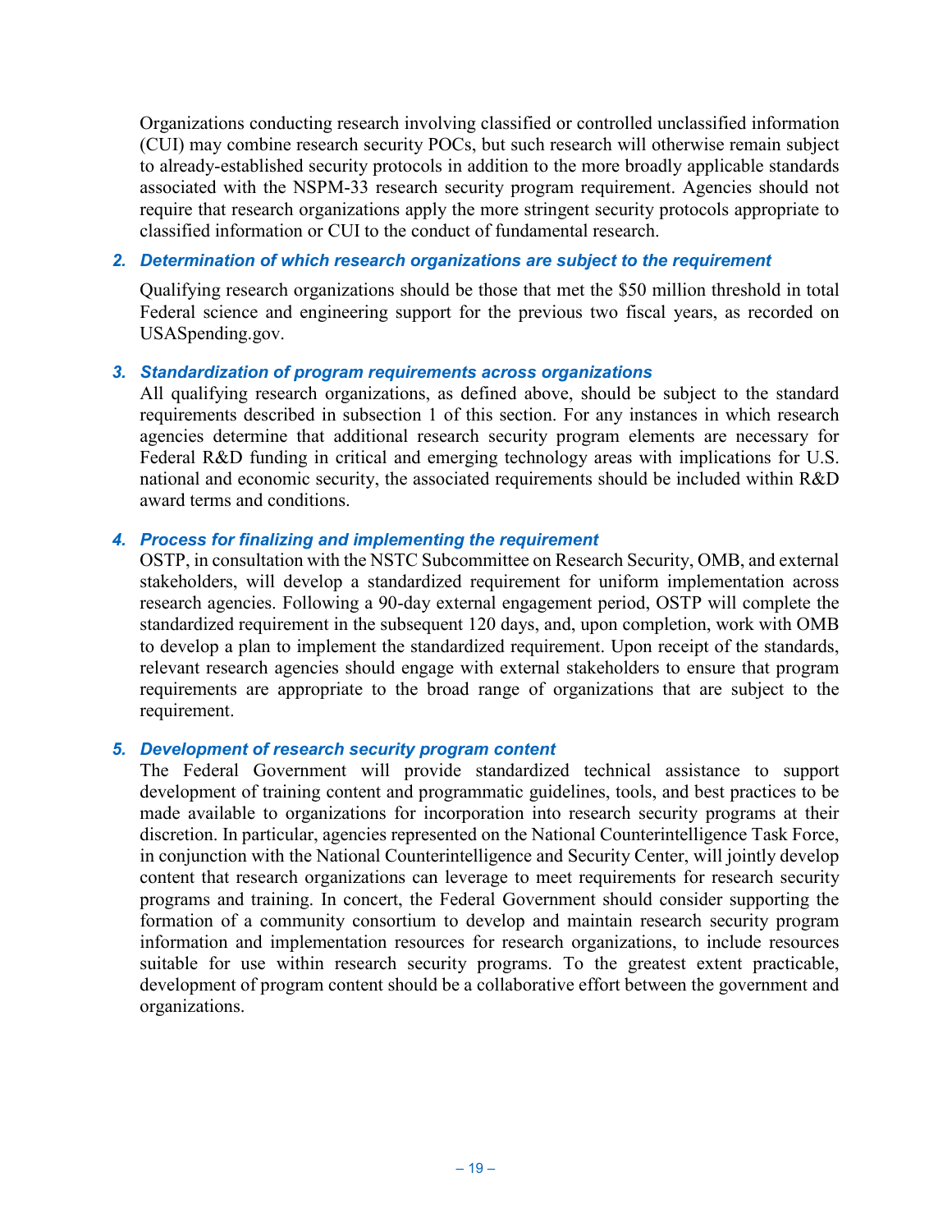Organizations conducting research involving classified or controlled unclassified information (CUI) may combine research security POCs, but such research will otherwise remain subject to already-established security protocols in addition to the more broadly applicable standards associated with the NSPM-33 research security program requirement. Agencies should not require that research organizations apply the more stringent security protocols appropriate to classified information or CUI to the conduct of fundamental research.

### 2. *Determination of which research organizations are subject to the requirement*

Qualifying research organizations should be those that met the $50 million threshold in total Federal science and engineering support for the previous two fiscal years, as recorded on USASpending.gov.

### 3. *Standardization of program requirements across organizations*

All qualifying research organizations, as defined above, should be subject to the standard requirements described in subsection 1 of this section. For any instances in which research agencies determine that additional research security program elements are necessary for Federal R&D funding in critical and emerging technology areas with implications for U.S. national and economic security, the associated requirements should be included within R&D award terms and conditions.

### 4. *Process for finalizing and implementing the requirement*

OSTP, in consultation with the NSTC Subcommittee on Research Security, OMB, and external stakeholders, will develop a standardized requirement for uniform implementation across research agencies. Following a 90-day external engagement period, OSTP will complete the standardized requirement in the subsequent 120 days, and, upon completion, work with OMB to develop a plan to implement the standardized requirement. Upon receipt of the standards, relevant research agencies should engage with external stakeholders to ensure that program requirements are appropriate to the broad range of organizations that are subject to the requirement.

### 5. *Development of research security program content*

The Federal Government will provide standardized technical assistance to support development of training content and programmatic guidelines, tools, and best practices to be made available to organizations for incorporation into research security programs at their discretion. In particular, agencies represented on the National Counterintelligence Task Force, in conjunction with the National Counterintelligence and Security Center, will jointly develop content that research organizations can leverage to meet requirements for research security programs and training. In concert, the Federal Government should consider supporting the formation of a community consortium to develop and maintain research security program information and implementation resources for research organizations, to include resources suitable for use within research security programs. To the greatest extent practicable, development of program content should be a collaborative effort between the government and organizations.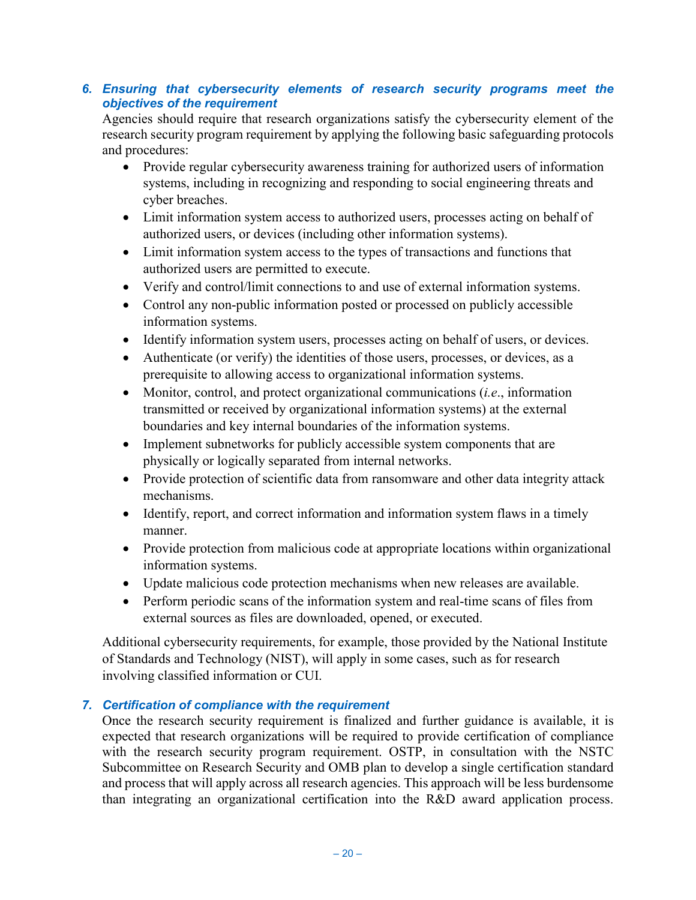### *6. Ensuring that cybersecurity elements of research security programs meet the objectives of the requirement*

Agencies should require that research organizations satisfy the cybersecurity element of the research security program requirement by applying the following basic safeguarding protocols and procedures:

- Provide regular cybersecurity awareness training for authorized users of information systems, including in recognizing and responding to social engineering threats and cyber breaches.
- Limit information system access to authorized users, processes acting on behalf of authorized users, or devices (including other information systems).
- Limit information system access to the types of transactions and functions that authorized users are permitted to execute.
- Verify and control/limit connections to and use of external information systems.
- Control any non-public information posted or processed on publicly accessible information systems.
- Identify information system users, processes acting on behalf of users, or devices.
- Authenticate (or verify) the identities of those users, processes, or devices, as a prerequisite to allowing access to organizational information systems.
- Monitor, control, and protect organizational communications (*i.e*., information transmitted or received by organizational information systems) at the external boundaries and key internal boundaries of the information systems.
- Implement subnetworks for publicly accessible system components that are physically or logically separated from internal networks.
- Provide protection of scientific data from ransomware and other data integrity attack mechanisms.
- Identify, report, and correct information and information system flaws in a timely manner.
- Provide protection from malicious code at appropriate locations within organizational information systems.
- Update malicious code protection mechanisms when new releases are available.
- Perform periodic scans of the information system and real-time scans of files from external sources as files are downloaded, opened, or executed.

Additional cybersecurity requirements, for example, those provided by the National Institute of Standards and Technology (NIST), will apply in some cases, such as for research involving classified information or CUI.

### *7. Certification of compliance with the requirement*

Once the research security requirement is finalized and further guidance is available, it is expected that research organizations will be required to provide certification of compliance with the research security program requirement. OSTP, in consultation with the NSTC Subcommittee on Research Security and OMB plan to develop a single certification standard and process that will apply across all research agencies. This approach will be less burdensome than integrating an organizational certification into the R&D award application process.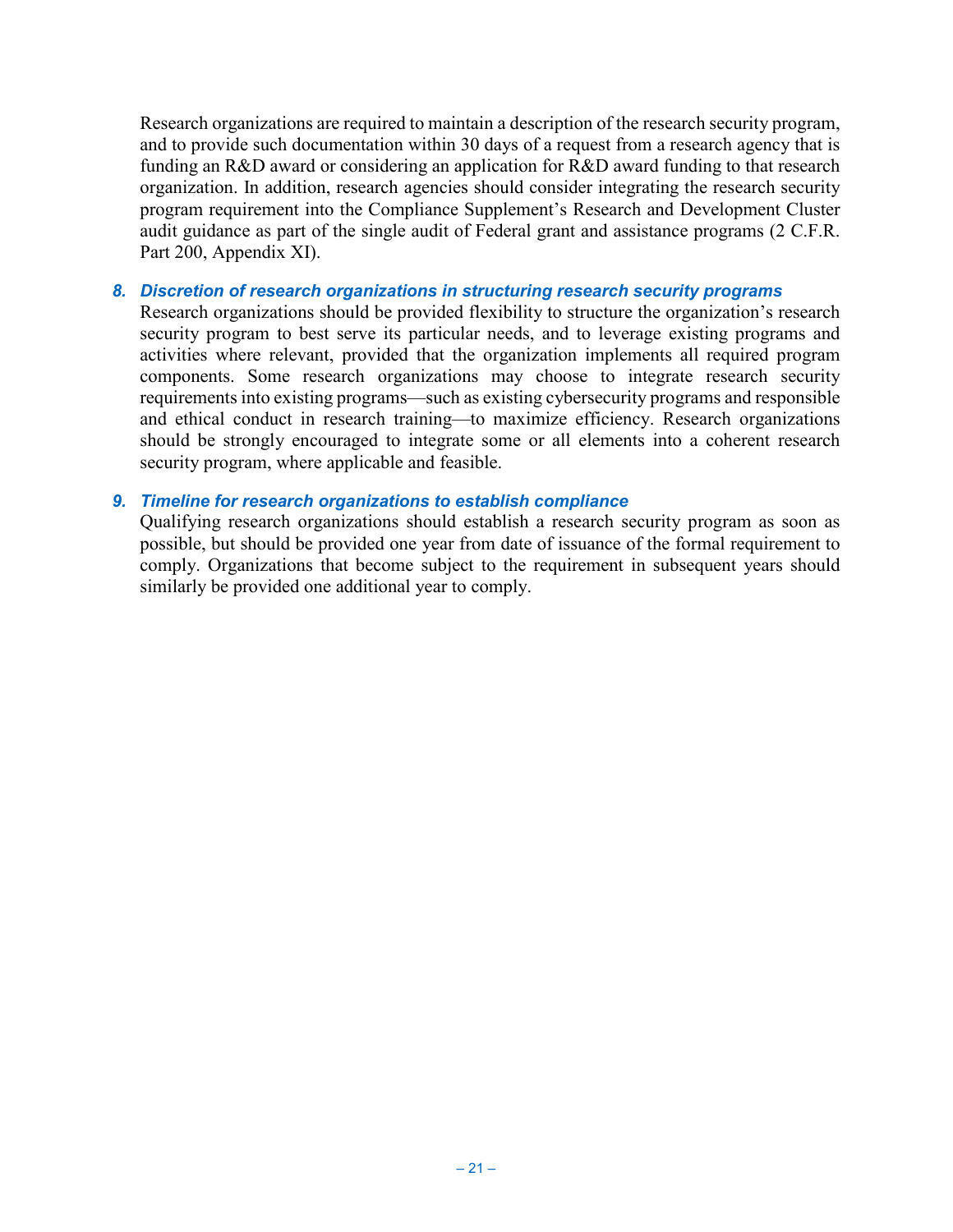Research organizations are required to maintain a description of the research security program, and to provide such documentation within 30 days of a request from a research agency that is funding an R&D award or considering an application for R&D award funding to that research organization. In addition, research agencies should consider integrating the research security program requirement into the Compliance Supplement's Research and Development Cluster audit guidance as part of the single audit of Federal grant and assistance programs (2 C.F.R. Part 200, Appendix XI).

### *8. Discretion of research organizations in structuring research security programs*

Research organizations should be provided flexibility to structure the organization's research security program to best serve its particular needs, and to leverage existing programs and activities where relevant, provided that the organization implements all required program components. Some research organizations may choose to integrate research security requirements into existing programs—such as existing cybersecurity programs and responsible and ethical conduct in research training—to maximize efficiency. Research organizations should be strongly encouraged to integrate some or all elements into a coherent research security program, where applicable and feasible.

### *9. Timeline for research organizations to establish compliance*

Qualifying research organizations should establish a research security program as soon as possible, but should be provided one year from date of issuance of the formal requirement to comply. Organizations that become subject to the requirement in subsequent years should similarly be provided one additional year to comply.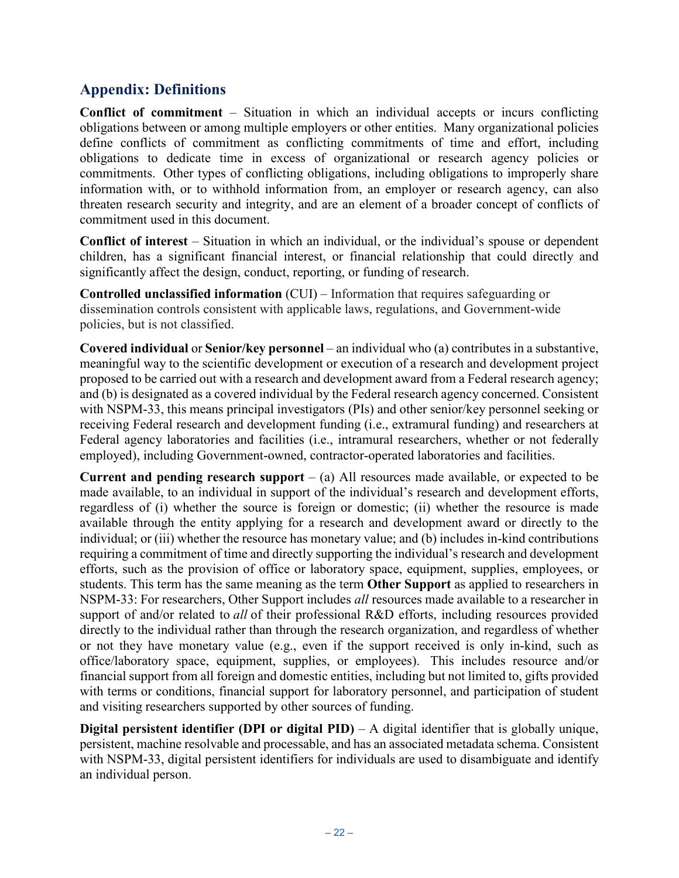## Appendix: Definitions

**Conflict of commitment** – Situation in which an individual accepts or incurs conflicting obligations between or among multiple employers or other entities. Many organizational policies define conflicts of commitment as conflicting commitments of time and effort, including obligations to dedicate time in excess of organizational or research agency policies or commitments. Other types of conflicting obligations, including obligations to improperly share information with, or to withhold information from, an employer or research agency, can also threaten research security and integrity, and are an element of a broader concept of conflicts of commitment used in this document.

**Conflict of interest** – Situation in which an individual, or the individual's spouse or dependent children, has a significant financial interest, or financial relationship that could directly and significantly affect the design, conduct, reporting, or funding of research.

**Controlled unclassified information** (CUI) – Information that requires safeguarding or dissemination controls consistent with applicable laws, regulations, and Government-wide policies, but is not classified.

**Covered individual** or **Senior/key personnel** – an individual who (a) contributes in a substantive, meaningful way to the scientific development or execution of a research and development project proposed to be carried out with a research and development award from a Federal research agency; and (b) is designated as a covered individual by the Federal research agency concerned. Consistent with NSPM-33, this means principal investigators (PIs) and other senior/key personnel seeking or receiving Federal research and development funding (i.e., extramural funding) and researchers at Federal agency laboratories and facilities (i.e., intramural researchers, whether or not federally employed), including Government-owned, contractor-operated laboratories and facilities.

**Current and pending research support** – (a) All resources made available, or expected to be made available, to an individual in support of the individual's research and development efforts, regardless of (i) whether the source is foreign or domestic; (ii) whether the resource is made available through the entity applying for a research and development award or directly to the individual; or (iii) whether the resource has monetary value; and (b) includes in-kind contributions requiring a commitment of time and directly supporting the individual's research and development efforts, such as the provision of office or laboratory space, equipment, supplies, employees, or students. This term has the same meaning as the term **Other Support** as applied to researchers in NSPM-33: For researchers, Other Support includes *all* resources made available to a researcher in support of and/or related to *all* of their professional R&D efforts, including resources provided directly to the individual rather than through the research organization, and regardless of whether or not they have monetary value (e.g., even if the support received is only in-kind, such as office/laboratory space, equipment, supplies, or employees). This includes resource and/or financial support from all foreign and domestic entities, including but not limited to, gifts provided with terms or conditions, financial support for laboratory personnel, and participation of student and visiting researchers supported by other sources of funding.

**Digital persistent identifier (DPI or digital PID)** – A digital identifier that is globally unique, persistent, machine resolvable and processable, and has an associated metadata schema. Consistent with NSPM-33, digital persistent identifiers for individuals are used to disambiguate and identify an individual person.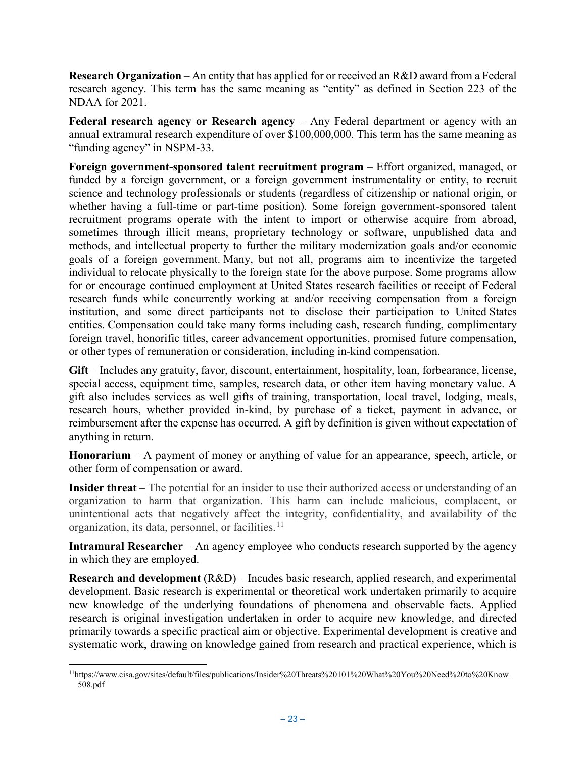**Research Organization** – An entity that has applied for or received an R&D award from a Federal research agency. This term has the same meaning as "entity" as defined in Section 223 of the NDAA for 2021.

**Federal research agency or Research agency** – Any Federal department or agency with an annual extramural research expenditure of over $100,000,000. This term has the same meaning as "funding agency" in NSPM-33.

**Foreign government-sponsored talent recruitment program** – Effort organized, managed, or funded by a foreign government, or a foreign government instrumentality or entity, to recruit science and technology professionals or students (regardless of citizenship or national origin, or whether having a full-time or part-time position). Some foreign government-sponsored talent recruitment programs operate with the intent to import or otherwise acquire from abroad, sometimes through illicit means, proprietary technology or software, unpublished data and methods, and intellectual property to further the military modernization goals and/or economic goals of a foreign government. Many, but not all, programs aim to incentivize the targeted individual to relocate physically to the foreign state for the above purpose. Some programs allow for or encourage continued employment at United States research facilities or receipt of Federal research funds while concurrently working at and/or receiving compensation from a foreign institution, and some direct participants not to disclose their participation to United States entities. Compensation could take many forms including cash, research funding, complimentary foreign travel, honorific titles, career advancement opportunities, promised future compensation, or other types of remuneration or consideration, including in-kind compensation.

**Gift** – Includes any gratuity, favor, discount, entertainment, hospitality, loan, forbearance, license, special access, equipment time, samples, research data, or other item having monetary value. A gift also includes services as well gifts of training, transportation, local travel, lodging, meals, research hours, whether provided in-kind, by purchase of a ticket, payment in advance, or reimbursement after the expense has occurred. A gift by definition is given without expectation of anything in return.

**Honorarium** – A payment of money or anything of value for an appearance, speech, article, or other form of compensation or award.

**Insider threat** – The potential for an insider to use their authorized access or understanding of an organization to harm that organization. This harm can include malicious, complacent, or unintentional acts that negatively affect the integrity, confidentiality, and availability of the organization, its data, personnel, or facilities.[11]

**Intramural Researcher** – An agency employee who conducts research supported by the agency in which they are employed.

**Research and development** (R&D) – Incudes basic research, applied research, and experimental development. Basic research is experimental or theoretical work undertaken primarily to acquire new knowledge of the underlying foundations of phenomena and observable facts. Applied research is original investigation undertaken in order to acquire new knowledge, and directed primarily towards a specific practical aim or objective. Experimental development is creative and systematic work, drawing on knowledge gained from research and practical experience, which is

[11] https://www.cisa.gov/sites/default/files/publications/Insider%20Threats%20101%20What%20You%20Need%20to%20Know_508.pdf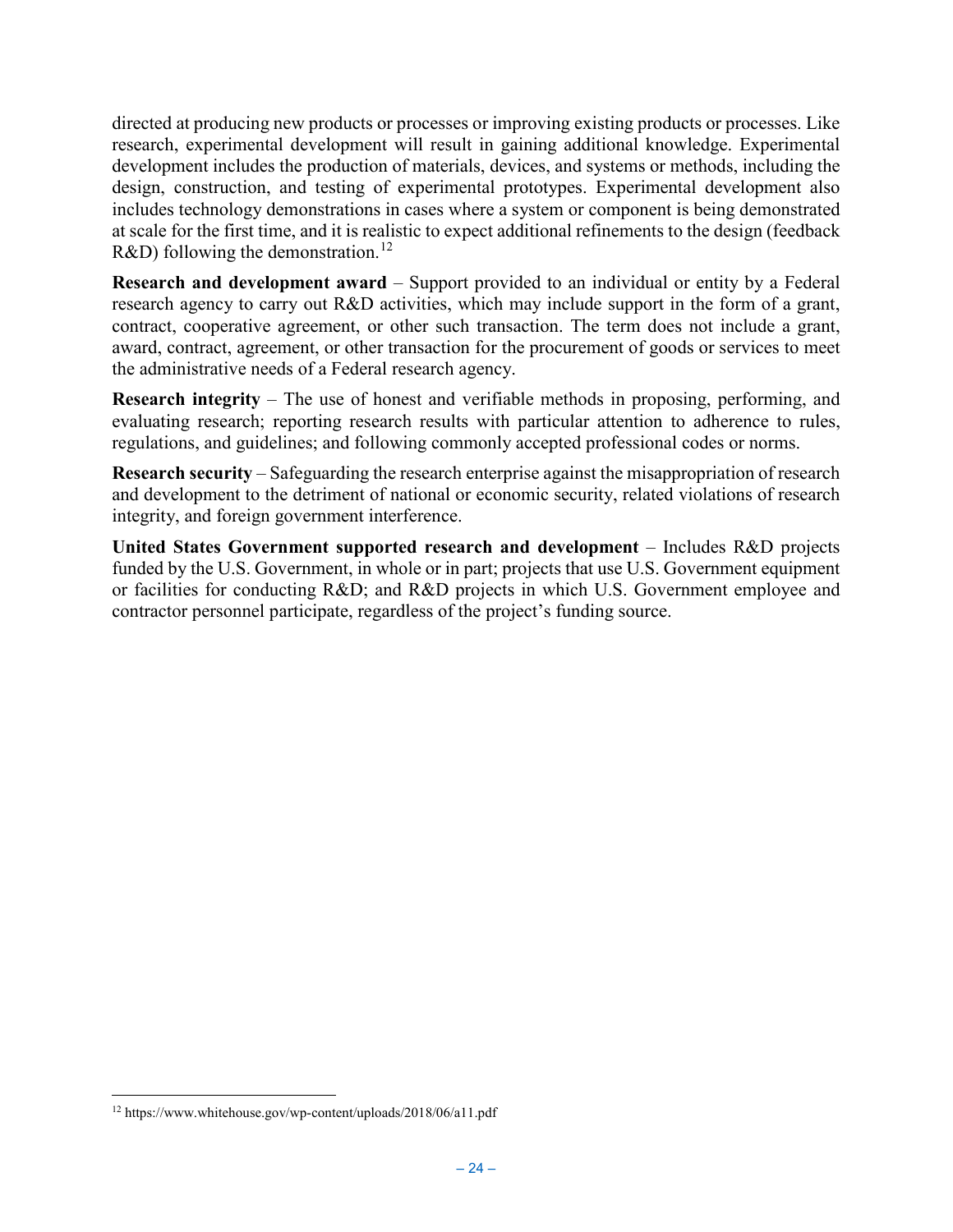directed at producing new products or processes or improving existing products or processes. Like research, experimental development will result in gaining additional knowledge. Experimental development includes the production of materials, devices, and systems or methods, including the design, construction, and testing of experimental prototypes. Experimental development also includes technology demonstrations in cases where a system or component is being demonstrated at scale for the first time, and it is realistic to expect additional refinements to the design (feedback R&D) following the demonstration.[12]

**Research and development award** – Support provided to an individual or entity by a Federal research agency to carry out R&D activities, which may include support in the form of a grant, contract, cooperative agreement, or other such transaction. The term does not include a grant, award, contract, agreement, or other transaction for the procurement of goods or services to meet the administrative needs of a Federal research agency.

**Research integrity** – The use of honest and verifiable methods in proposing, performing, and evaluating research; reporting research results with particular attention to adherence to rules, regulations, and guidelines; and following commonly accepted professional codes or norms.

**Research security** – Safeguarding the research enterprise against the misappropriation of research and development to the detriment of national or economic security, related violations of research integrity, and foreign government interference.

**United States Government supported research and development** – Includes R&D projects funded by the U.S. Government, in whole or in part; projects that use U.S. Government equipment or facilities for conducting R&D; and R&D projects in which U.S. Government employee and contractor personnel participate, regardless of the project's funding source.

---

[12] https://www.whitehouse.gov/wp-content/uploads/2018/06/a11.pdf